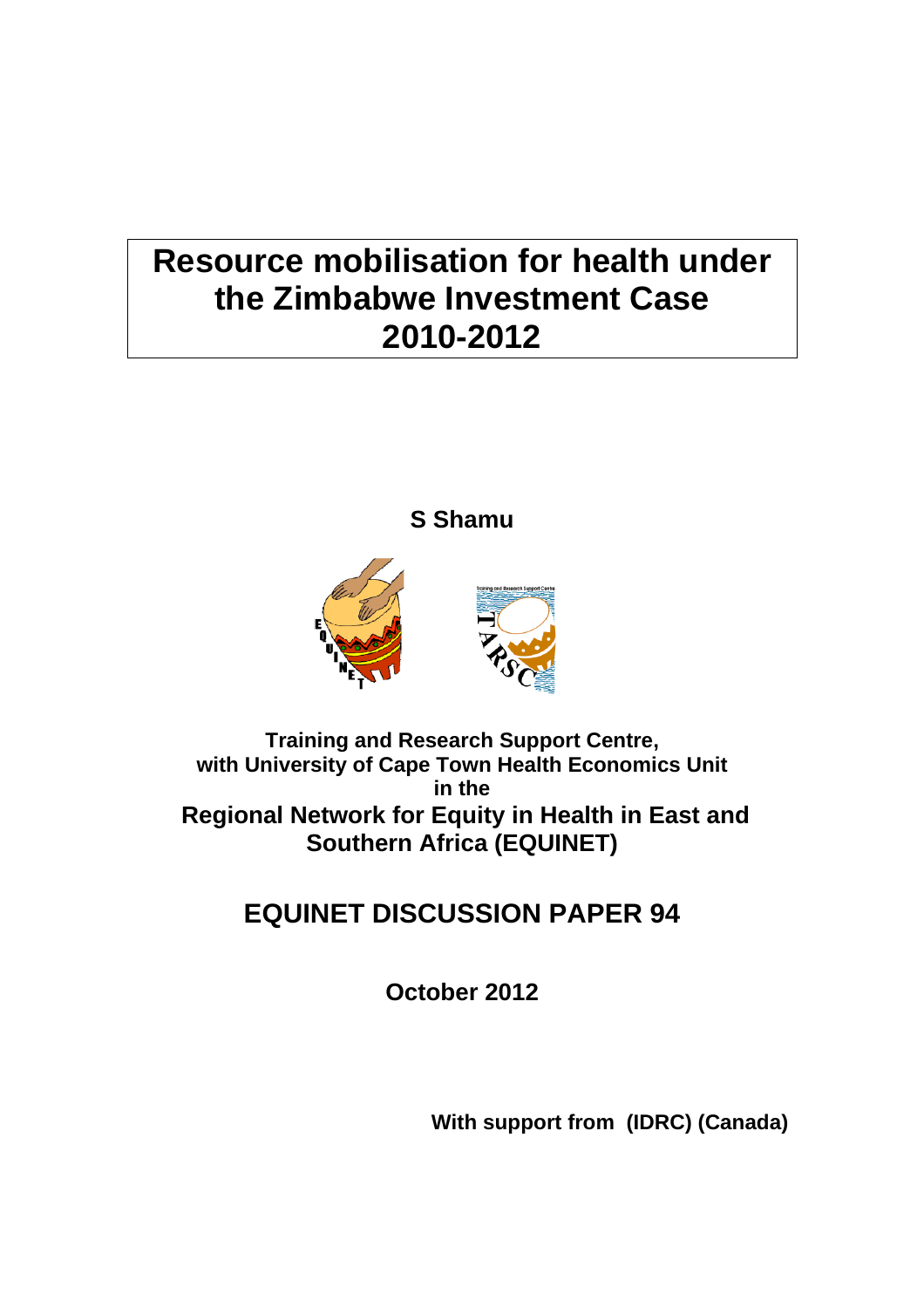# Resource mobilisation for health under the Zimbabwe Investment Case 2010-2012

**S Shamu**

**Training and Research Support Centre, with University of Cape Town Health Economics Unit in the**

**Regional Network for Equity in Health in East and Southern Africa (EQUINET)**

## EQUINET DISCUSSION PAPER 94

**October 2012**

**With support from (IDRC) (Canada)**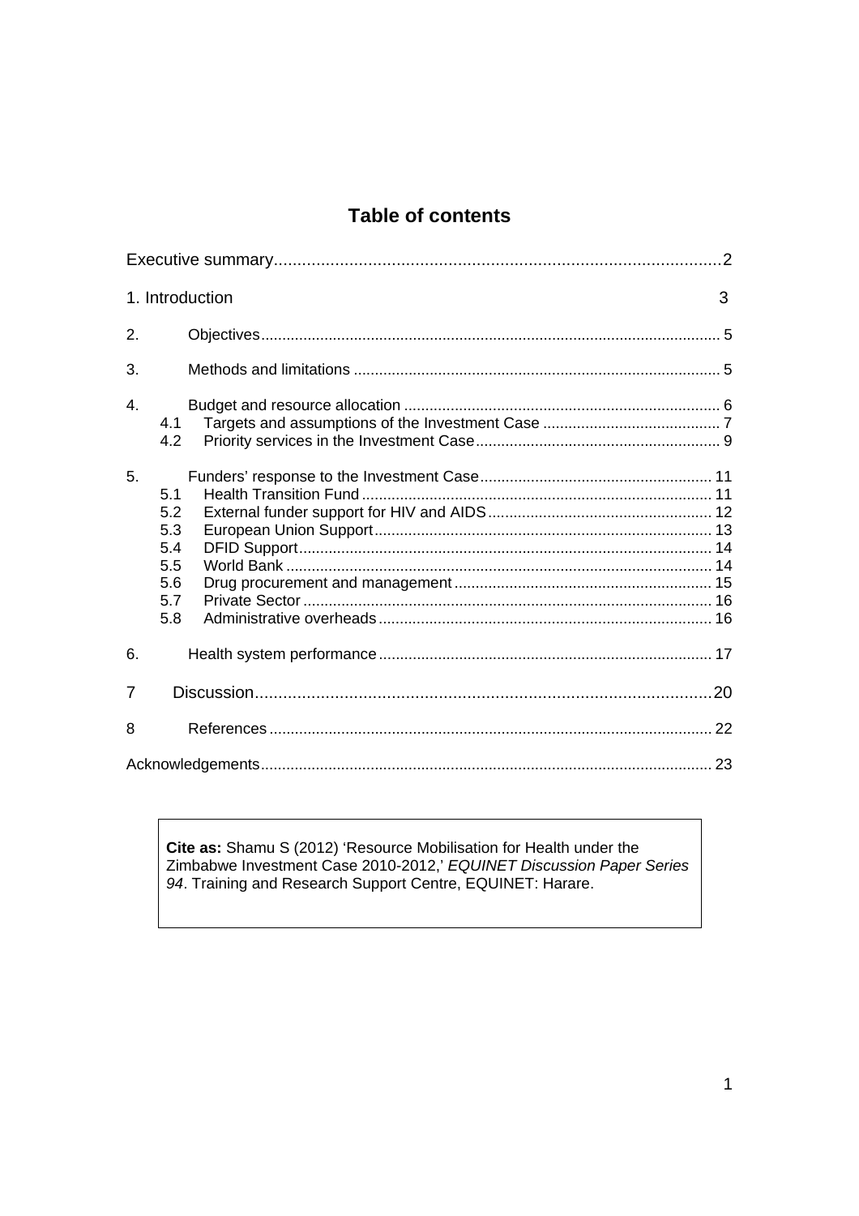# Table of contents

Executive summary ....................................................................................... 2

1. Introduction ....................................................................................... 3

2. Objectives ....................................................................................... 5

3. Methods and limitations ....................................................................................... 5

4. Budget and resource allocation ....................................................................................... 6
   - 4.1 Targets and assumptions of the Investment Case ....................................................................................... 7
   - 4.2 Priority services in the Investment Case ....................................................................................... 9

5. Funders' response to the Investment Case ....................................................................................... 11
   - 5.1 Health Transition Fund ....................................................................................... 11
   - 5.2 External funder support for HIV and AIDS ....................................................................................... 12
   - 5.3 European Union Support ....................................................................................... 13
   - 5.4 DFID Support ....................................................................................... 14
   - 5.5 World Bank ....................................................................................... 14
   - 5.6 Drug procurement and management ....................................................................................... 15
   - 5.7 Private Sector ....................................................................................... 16
   - 5.8 Administrative overheads ....................................................................................... 16

6. Health system performance ....................................................................................... 17

7 Discussion ....................................................................................... 20

8 References ....................................................................................... 22

Acknowledgements ....................................................................................... 23

**Cite as:** Shamu S (2012) 'Resource Mobilisation for Health under the Zimbabwe Investment Case 2010-2012,' *EQUINET Discussion Paper Series 94*. Training and Research Support Centre, EQUINET: Harare.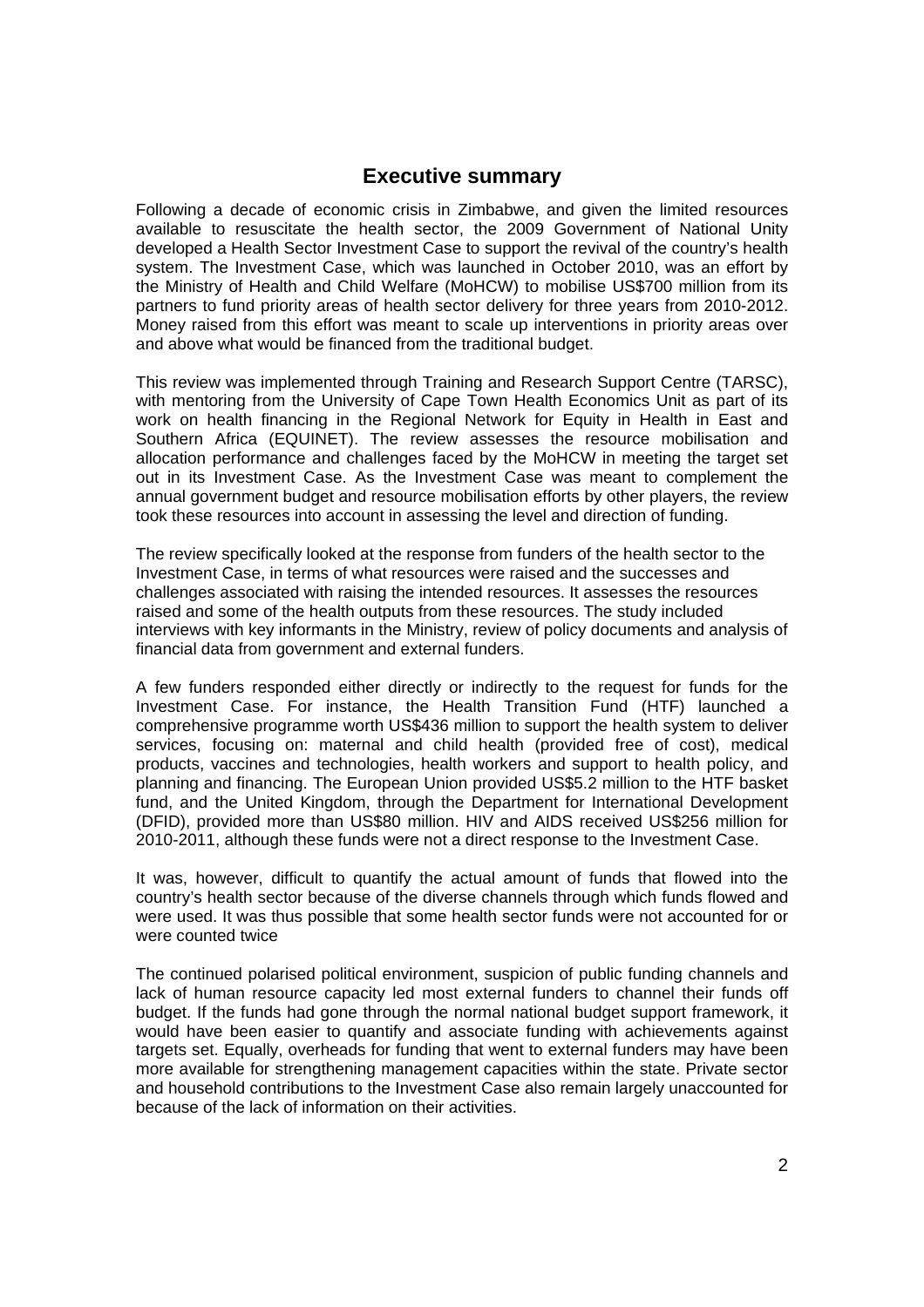## Executive summary

Following a decade of economic crisis in Zimbabwe, and given the limited resources available to resuscitate the health sector, the 2009 Government of National Unity developed a Health Sector Investment Case to support the revival of the country's health system. The Investment Case, which was launched in October 2010, was an effort by the Ministry of Health and Child Welfare (MoHCW) to mobilise US$700 million from its partners to fund priority areas of health sector delivery for three years from 2010-2012. Money raised from this effort was meant to scale up interventions in priority areas over and above what would be financed from the traditional budget.

This review was implemented through Training and Research Support Centre (TARSC), with mentoring from the University of Cape Town Health Economics Unit as part of its work on health financing in the Regional Network for Equity in Health in East and Southern Africa (EQUINET). The review assesses the resource mobilisation and allocation performance and challenges faced by the MoHCW in meeting the target set out in its Investment Case. As the Investment Case was meant to complement the annual government budget and resource mobilisation efforts by other players, the review took these resources into account in assessing the level and direction of funding.

The review specifically looked at the response from funders of the health sector to the Investment Case, in terms of what resources were raised and the successes and challenges associated with raising the intended resources. It assesses the resources raised and some of the health outputs from these resources. The study included interviews with key informants in the Ministry, review of policy documents and analysis of financial data from government and external funders.

A few funders responded either directly or indirectly to the request for funds for the Investment Case. For instance, the Health Transition Fund (HTF) launched a comprehensive programme worth US$436 million to support the health system to deliver services, focusing on: maternal and child health (provided free of cost), medical products, vaccines and technologies, health workers and support to health policy, and planning and financing. The European Union provided US$5.2 million to the HTF basket fund, and the United Kingdom, through the Department for International Development (DFID), provided more than US$80 million. HIV and AIDS received US$256 million for 2010-2011, although these funds were not a direct response to the Investment Case.

It was, however, difficult to quantify the actual amount of funds that flowed into the country's health sector because of the diverse channels through which funds flowed and were used. It was thus possible that some health sector funds were not accounted for or were counted twice

The continued polarised political environment, suspicion of public funding channels and lack of human resource capacity led most external funders to channel their funds off budget. If the funds had gone through the normal national budget support framework, it would have been easier to quantify and associate funding with achievements against targets set. Equally, overheads for funding that went to external funders may have been more available for strengthening management capacities within the state. Private sector and household contributions to the Investment Case also remain largely unaccounted for because of the lack of information on their activities.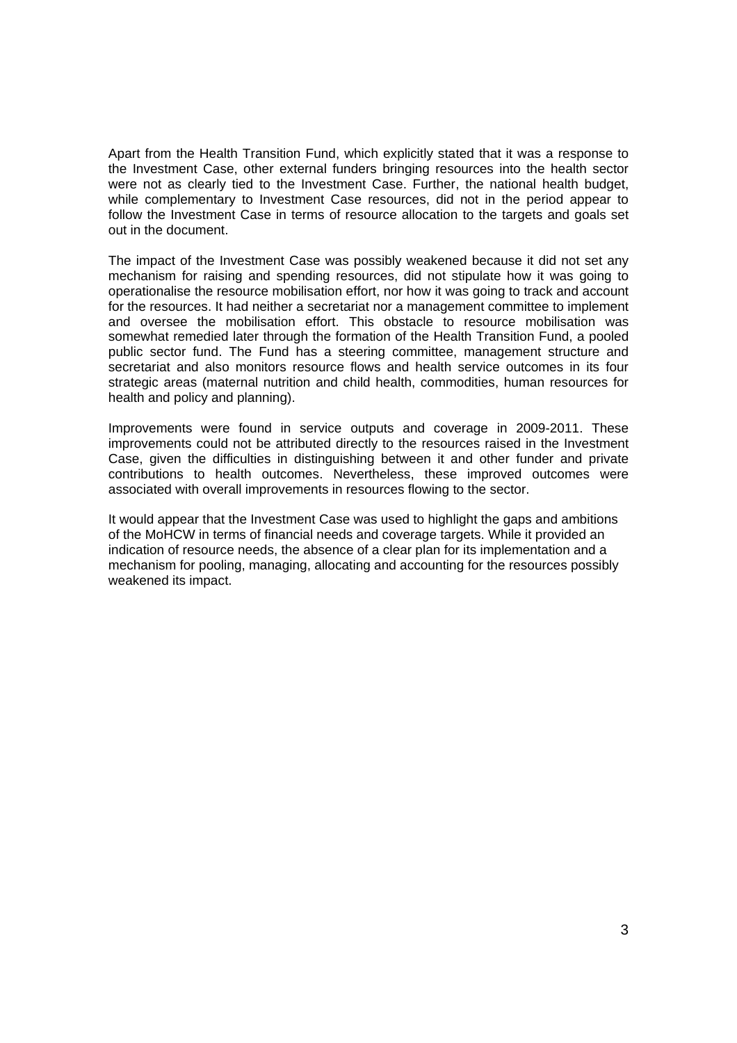Apart from the Health Transition Fund, which explicitly stated that it was a response to the Investment Case, other external funders bringing resources into the health sector were not as clearly tied to the Investment Case. Further, the national health budget, while complementary to Investment Case resources, did not in the period appear to follow the Investment Case in terms of resource allocation to the targets and goals set out in the document.

The impact of the Investment Case was possibly weakened because it did not set any mechanism for raising and spending resources, did not stipulate how it was going to operationalise the resource mobilisation effort, nor how it was going to track and account for the resources. It had neither a secretariat nor a management committee to implement and oversee the mobilisation effort. This obstacle to resource mobilisation was somewhat remedied later through the formation of the Health Transition Fund, a pooled public sector fund. The Fund has a steering committee, management structure and secretariat and also monitors resource flows and health service outcomes in its four strategic areas (maternal nutrition and child health, commodities, human resources for health and policy and planning).

Improvements were found in service outputs and coverage in 2009-2011. These improvements could not be attributed directly to the resources raised in the Investment Case, given the difficulties in distinguishing between it and other funder and private contributions to health outcomes. Nevertheless, these improved outcomes were associated with overall improvements in resources flowing to the sector.

It would appear that the Investment Case was used to highlight the gaps and ambitions of the MoHCW in terms of financial needs and coverage targets. While it provided an indication of resource needs, the absence of a clear plan for its implementation and a mechanism for pooling, managing, allocating and accounting for the resources possibly weakened its impact.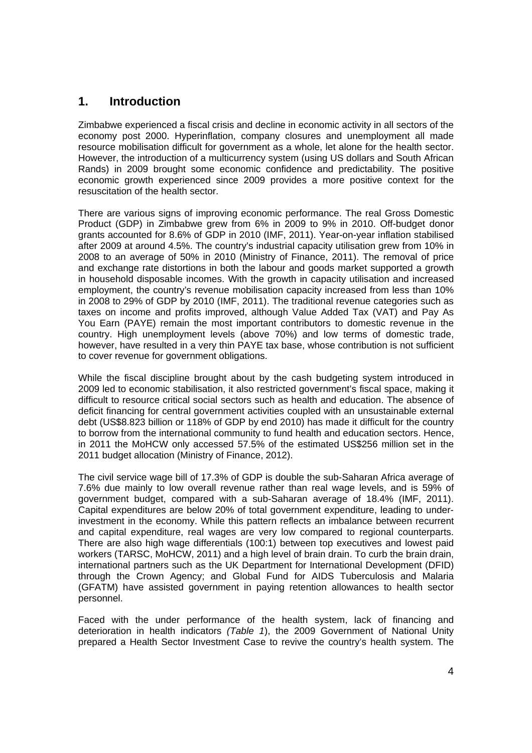## 1. Introduction

Zimbabwe experienced a fiscal crisis and decline in economic activity in all sectors of the economy post 2000. Hyperinflation, company closures and unemployment all made resource mobilisation difficult for government as a whole, let alone for the health sector. However, the introduction of a multicurrency system (using US dollars and South African Rands) in 2009 brought some economic confidence and predictability. The positive economic growth experienced since 2009 provides a more positive context for the resuscitation of the health sector.

There are various signs of improving economic performance. The real Gross Domestic Product (GDP) in Zimbabwe grew from 6% in 2009 to 9% in 2010. Off-budget donor grants accounted for 8.6% of GDP in 2010 (IMF, 2011). Year-on-year inflation stabilised after 2009 at around 4.5%. The country's industrial capacity utilisation grew from 10% in 2008 to an average of 50% in 2010 (Ministry of Finance, 2011). The removal of price and exchange rate distortions in both the labour and goods market supported a growth in household disposable incomes. With the growth in capacity utilisation and increased employment, the country's revenue mobilisation capacity increased from less than 10% in 2008 to 29% of GDP by 2010 (IMF, 2011). The traditional revenue categories such as taxes on income and profits improved, although Value Added Tax (VAT) and Pay As You Earn (PAYE) remain the most important contributors to domestic revenue in the country. High unemployment levels (above 70%) and low terms of domestic trade, however, have resulted in a very thin PAYE tax base, whose contribution is not sufficient to cover revenue for government obligations.

While the fiscal discipline brought about by the cash budgeting system introduced in 2009 led to economic stabilisation, it also restricted government's fiscal space, making it difficult to resource critical social sectors such as health and education. The absence of deficit financing for central government activities coupled with an unsustainable external debt (US$8.823 billion or 118% of GDP by end 2010) has made it difficult for the country to borrow from the international community to fund health and education sectors. Hence, in 2011 the MoHCW only accessed 57.5% of the estimated US$256 million set in the 2011 budget allocation (Ministry of Finance, 2012).

The civil service wage bill of 17.3% of GDP is double the sub-Saharan Africa average of 7.6% due mainly to low overall revenue rather than real wage levels, and is 59% of government budget, compared with a sub-Saharan average of 18.4% (IMF, 2011). Capital expenditures are below 20% of total government expenditure, leading to under-investment in the economy. While this pattern reflects an imbalance between recurrent and capital expenditure, real wages are very low compared to regional counterparts. There are also high wage differentials (100:1) between top executives and lowest paid workers (TARSC, MoHCW, 2011) and a high level of brain drain. To curb the brain drain, international partners such as the UK Department for International Development (DFID) through the Crown Agency; and Global Fund for AIDS Tuberculosis and Malaria (GFATM) have assisted government in paying retention allowances to health sector personnel.

Faced with the under performance of the health system, lack of financing and deterioration in health indicators *(Table 1)*, the 2009 Government of National Unity prepared a Health Sector Investment Case to revive the country's health system. The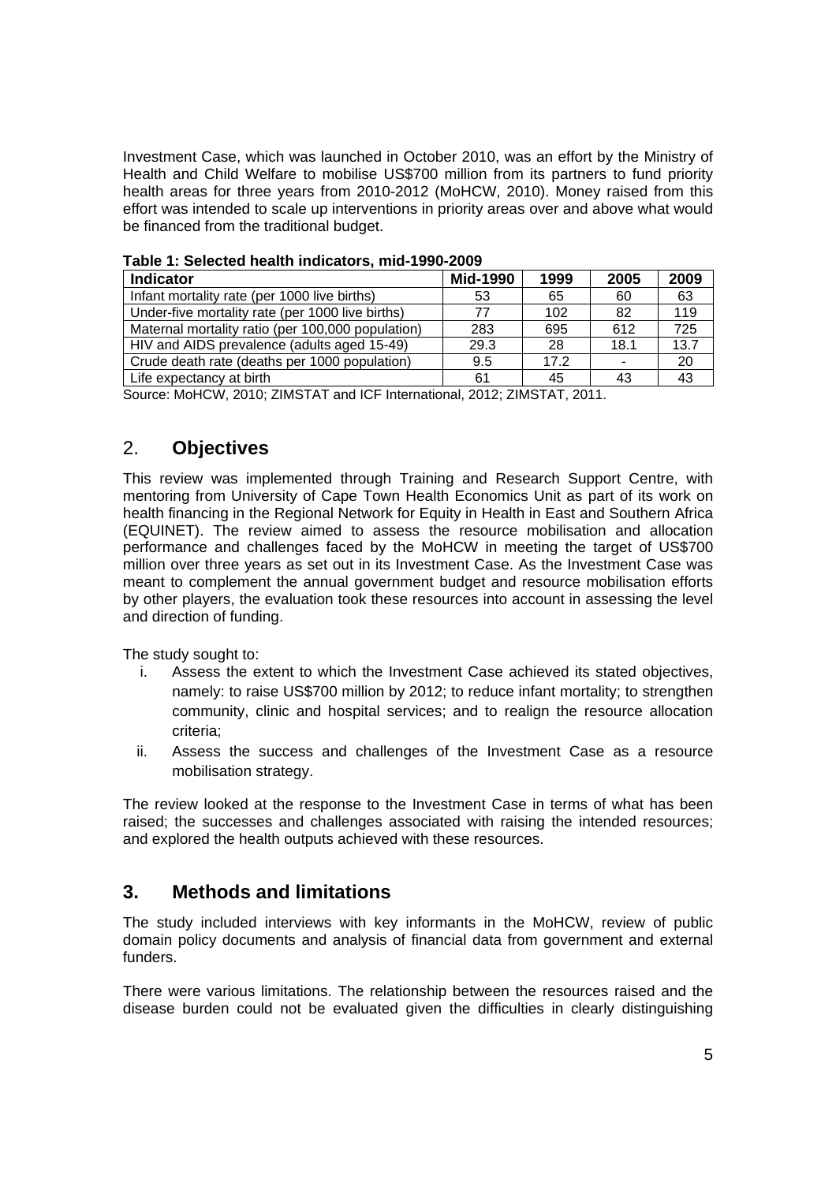Investment Case, which was launched in October 2010, was an effort by the Ministry of Health and Child Welfare to mobilise US$700 million from its partners to fund priority health areas for three years from 2010-2012 (MoHCW, 2010). Money raised from this effort was intended to scale up interventions in priority areas over and above what would be financed from the traditional budget.

**Table 1: Selected health indicators, mid-1990-2009**

| Indicator | Mid-1990 | 1999 | 2005 | 2009 |
|---|---|---|---|---|
| Infant mortality rate (per 1000 live births) | 53 | 65 | 60 | 63 |
| Under-five mortality rate (per 1000 live births) | 77 | 102 | 82 | 119 |
| Maternal mortality ratio (per 100,000 population) | 283 | 695 | 612 | 725 |
| HIV and AIDS prevalence (adults aged 15-49) | 29.3 | 28 | 18.1 | 13.7 |
| Crude death rate (deaths per 1000 population) | 9.5 | 17.2 | - | 20 |
| Life expectancy at birth | 61 | 45 | 43 | 43 |

Source: MoHCW, 2010; ZIMSTAT and ICF International, 2012; ZIMSTAT, 2011.

## 2. Objectives

This review was implemented through Training and Research Support Centre, with mentoring from University of Cape Town Health Economics Unit as part of its work on health financing in the Regional Network for Equity in Health in East and Southern Africa (EQUINET). The review aimed to assess the resource mobilisation and allocation performance and challenges faced by the MoHCW in meeting the target of US$700 million over three years as set out in its Investment Case. As the Investment Case was meant to complement the annual government budget and resource mobilisation efforts by other players, the evaluation took these resources into account in assessing the level and direction of funding.

The study sought to:

i. Assess the extent to which the Investment Case achieved its stated objectives, namely: to raise US$700 million by 2012; to reduce infant mortality; to strengthen community, clinic and hospital services; and to realign the resource allocation criteria;
ii. Assess the success and challenges of the Investment Case as a resource mobilisation strategy.

The review looked at the response to the Investment Case in terms of what has been raised; the successes and challenges associated with raising the intended resources; and explored the health outputs achieved with these resources.

## 3. Methods and limitations

The study included interviews with key informants in the MoHCW, review of public domain policy documents and analysis of financial data from government and external funders.

There were various limitations. The relationship between the resources raised and the disease burden could not be evaluated given the difficulties in clearly distinguishing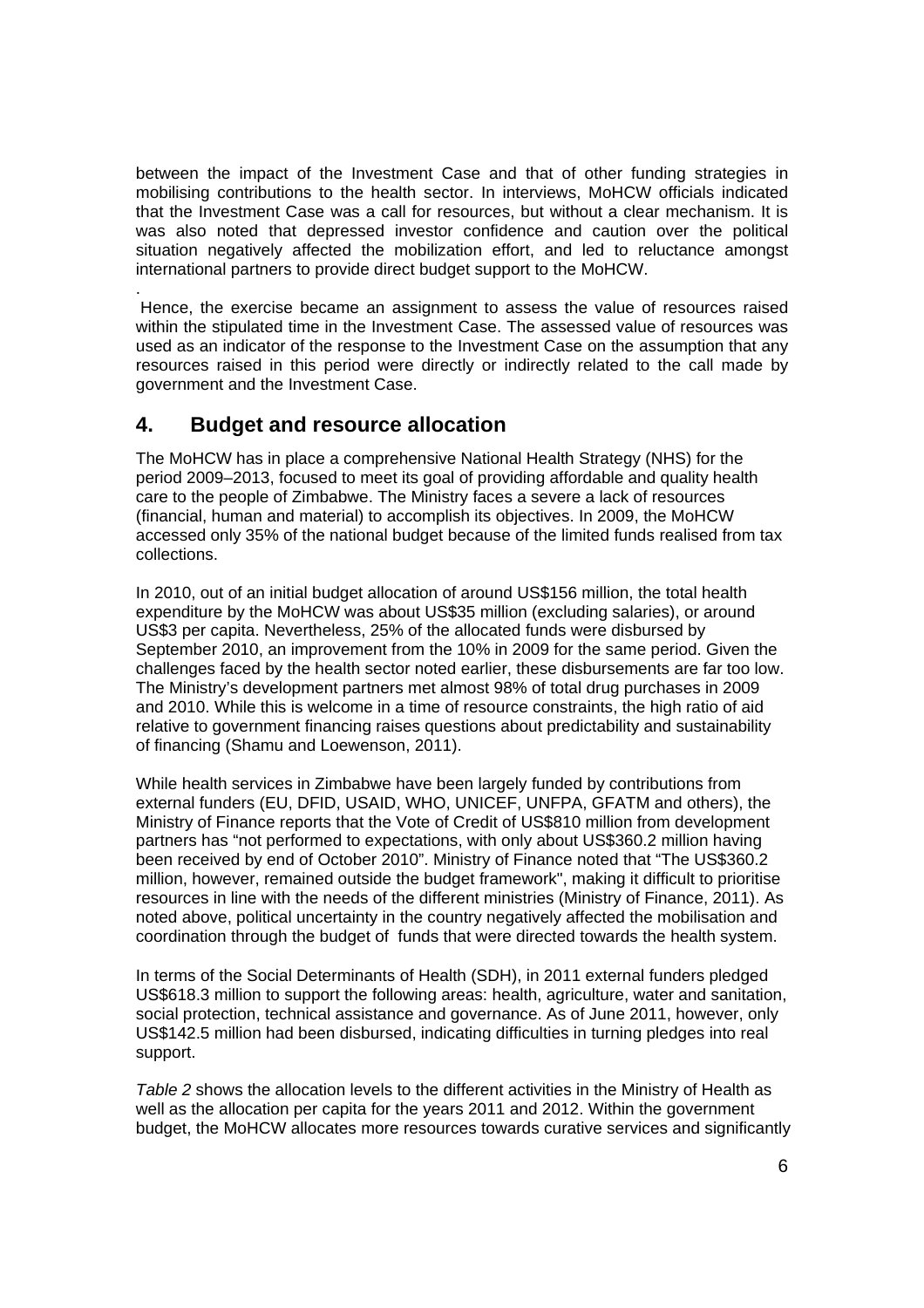between the impact of the Investment Case and that of other funding strategies in mobilising contributions to the health sector. In interviews, MoHCW officials indicated that the Investment Case was a call for resources, but without a clear mechanism. It is was also noted that depressed investor confidence and caution over the political situation negatively affected the mobilization effort, and led to reluctance amongst international partners to provide direct budget support to the MoHCW.

.

Hence, the exercise became an assignment to assess the value of resources raised within the stipulated time in the Investment Case. The assessed value of resources was used as an indicator of the response to the Investment Case on the assumption that any resources raised in this period were directly or indirectly related to the call made by government and the Investment Case.

## 4. Budget and resource allocation

The MoHCW has in place a comprehensive National Health Strategy (NHS) for the period 2009–2013, focused to meet its goal of providing affordable and quality health care to the people of Zimbabwe. The Ministry faces a severe a lack of resources (financial, human and material) to accomplish its objectives. In 2009, the MoHCW accessed only 35% of the national budget because of the limited funds realised from tax collections.

In 2010, out of an initial budget allocation of around US$156 million, the total health expenditure by the MoHCW was about US$35 million (excluding salaries), or around US$3 per capita. Nevertheless, 25% of the allocated funds were disbursed by September 2010, an improvement from the 10% in 2009 for the same period. Given the challenges faced by the health sector noted earlier, these disbursements are far too low. The Ministry's development partners met almost 98% of total drug purchases in 2009 and 2010. While this is welcome in a time of resource constraints, the high ratio of aid relative to government financing raises questions about predictability and sustainability of financing (Shamu and Loewenson, 2011).

While health services in Zimbabwe have been largely funded by contributions from external funders (EU, DFID, USAID, WHO, UNICEF, UNFPA, GFATM and others), the Ministry of Finance reports that the Vote of Credit of US$810 million from development partners has "not performed to expectations, with only about US$360.2 million having been received by end of October 2010". Ministry of Finance noted that "The US$360.2 million, however, remained outside the budget framework", making it difficult to prioritise resources in line with the needs of the different ministries (Ministry of Finance, 2011). As noted above, political uncertainty in the country negatively affected the mobilisation and coordination through the budget of funds that were directed towards the health system.

In terms of the Social Determinants of Health (SDH), in 2011 external funders pledged US$618.3 million to support the following areas: health, agriculture, water and sanitation, social protection, technical assistance and governance. As of June 2011, however, only US$142.5 million had been disbursed, indicating difficulties in turning pledges into real support.

*Table 2* shows the allocation levels to the different activities in the Ministry of Health as well as the allocation per capita for the years 2011 and 2012. Within the government budget, the MoHCW allocates more resources towards curative services and significantly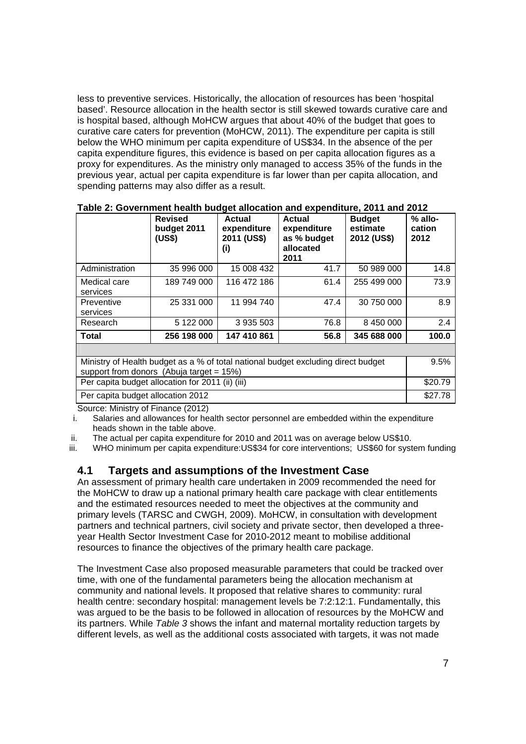less to preventive services. Historically, the allocation of resources has been 'hospital based'. Resource allocation in the health sector is still skewed towards curative care and is hospital based, although MoHCW argues that about 40% of the budget that goes to curative care caters for prevention (MoHCW, 2011). The expenditure per capita is still below the WHO minimum per capita expenditure of US$34. In the absence of the per capita expenditure figures, this evidence is based on per capita allocation figures as a proxy for expenditures. As the ministry only managed to access 35% of the funds in the previous year, actual per capita expenditure is far lower than per capita allocation, and spending patterns may also differ as a result.

**Table 2: Government health budget allocation and expenditure, 2011 and 2012**

| | Revised budget 2011 (US$) | Actual expenditure 2011 (US$) (i) | Actual expenditure as % budget allocated 2011 | Budget estimate 2012 (US$) | % allo-cation 2012 |
|---|---|---|---|---|---|
| Administration | 35 996 000 | 15 008 432 | 41.7 | 50 989 000 | 14.8 |
| Medical care services | 189 749 000 | 116 472 186 | 61.4 | 255 499 000 | 73.9 |
| Preventive services | 25 331 000 | 11 994 740 | 47.4 | 30 750 000 | 8.9 |
| Research | 5 122 000 | 3 935 503 | 76.8 | 8 450 000 | 2.4 |
| **Total** | **256 198 000** | **147 410 861** | **56.8** | **345 688 000** | **100.0** |
| | | | | | |
| Ministry of Health budget as a % of total national budget excluding direct budget support from donors (Abuja target = 15%) | | | | | 9.5% |
| Per capita budget allocation for 2011 (ii) (iii) | | | | | $20.79 |
| Per capita budget allocation 2012 | | | | | $27.78 |

Source: Ministry of Finance (2012)

i. Salaries and allowances for health sector personnel are embedded within the expenditure heads shown in the table above.
ii. The actual per capita expenditure for 2010 and 2011 was on average below US$10.
iii. WHO minimum per capita expenditure:US$34 for core interventions; US$60 for system funding

## 4.1 Targets and assumptions of the Investment Case

An assessment of primary health care undertaken in 2009 recommended the need for the MoHCW to draw up a national primary health care package with clear entitlements and the estimated resources needed to meet the objectives at the community and primary levels (TARSC and CWGH, 2009). MoHCW, in consultation with development partners and technical partners, civil society and private sector, then developed a three-year Health Sector Investment Case for 2010-2012 meant to mobilise additional resources to finance the objectives of the primary health care package.

The Investment Case also proposed measurable parameters that could be tracked over time, with one of the fundamental parameters being the allocation mechanism at community and national levels. It proposed that relative shares to community: rural health centre: secondary hospital: management levels be 7:2:12:1. Fundamentally, this was argued to be the basis to be followed in allocation of resources by the MoHCW and its partners. While *Table 3* shows the infant and maternal mortality reduction targets by different levels, as well as the additional costs associated with targets, it was not made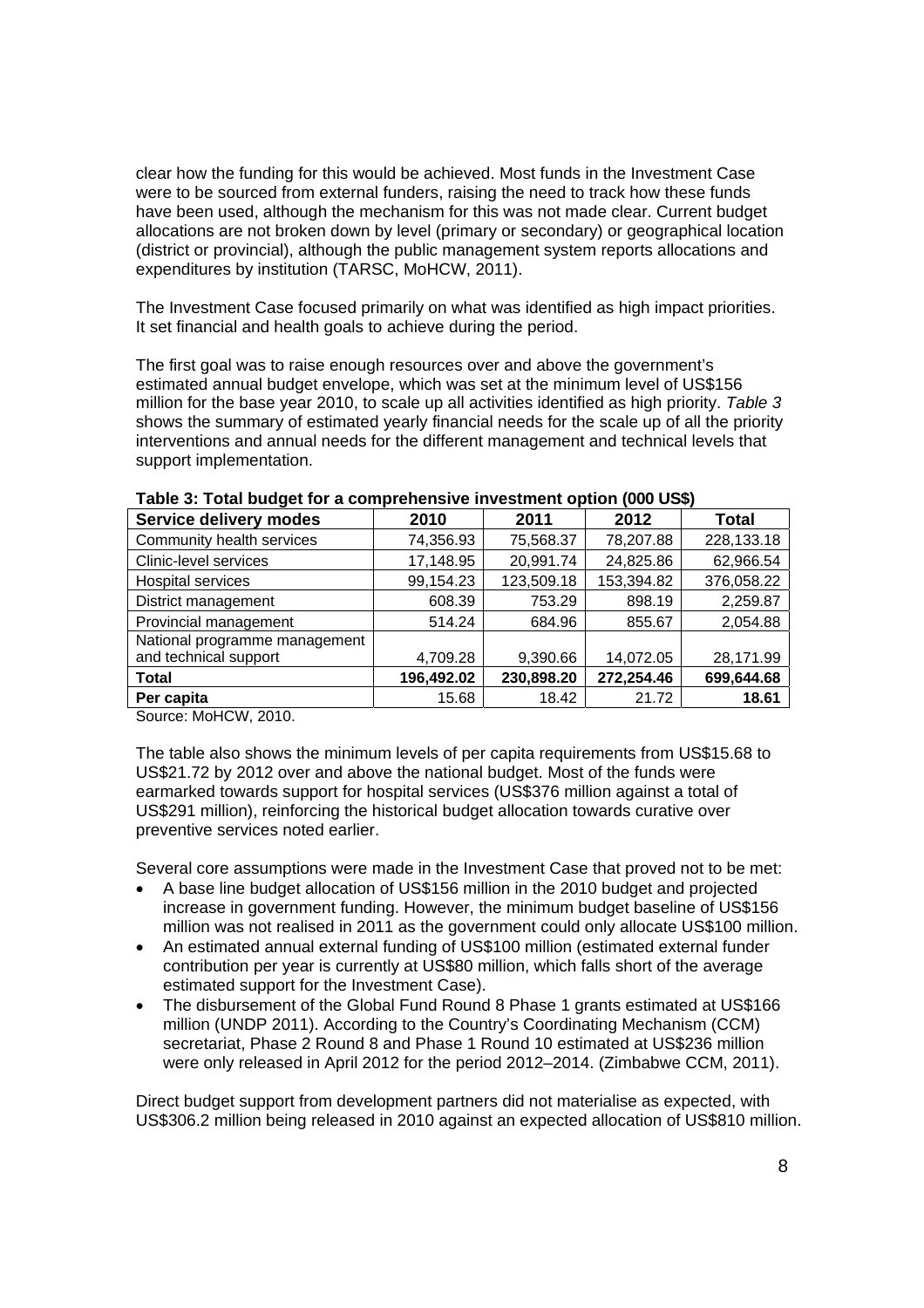clear how the funding for this would be achieved. Most funds in the Investment Case were to be sourced from external funders, raising the need to track how these funds have been used, although the mechanism for this was not made clear. Current budget allocations are not broken down by level (primary or secondary) or geographical location (district or provincial), although the public management system reports allocations and expenditures by institution (TARSC, MoHCW, 2011).

The Investment Case focused primarily on what was identified as high impact priorities. It set financial and health goals to achieve during the period.

The first goal was to raise enough resources over and above the government's estimated annual budget envelope, which was set at the minimum level of US$156 million for the base year 2010, to scale up all activities identified as high priority. *Table 3* shows the summary of estimated yearly financial needs for the scale up of all the priority interventions and annual needs for the different management and technical levels that support implementation.

**Table 3: Total budget for a comprehensive investment option (000 US$)**

| Service delivery modes | 2010 | 2011 | 2012 | Total |
|---|---|---|---|---|
| Community health services | 74,356.93 | 75,568.37 | 78,207.88 | 228,133.18 |
| Clinic-level services | 17,148.95 | 20,991.74 | 24,825.86 | 62,966.54 |
| Hospital services | 99,154.23 | 123,509.18 | 153,394.82 | 376,058.22 |
| District management | 608.39 | 753.29 | 898.19 | 2,259.87 |
| Provincial management | 514.24 | 684.96 | 855.67 | 2,054.88 |
| National programme management and technical support | 4,709.28 | 9,390.66 | 14,072.05 | 28,171.99 |
| **Total** | **196,492.02** | **230,898.20** | **272,254.46** | **699,644.68** |
| **Per capita** | 15.68 | 18.42 | 21.72 | **18.61** |

Source: MoHCW, 2010.

The table also shows the minimum levels of per capita requirements from US$15.68 to US$21.72 by 2012 over and above the national budget. Most of the funds were earmarked towards support for hospital services (US$376 million against a total of US$291 million), reinforcing the historical budget allocation towards curative over preventive services noted earlier.

Several core assumptions were made in the Investment Case that proved not to be met:

- A base line budget allocation of US$156 million in the 2010 budget and projected increase in government funding. However, the minimum budget baseline of US$156 million was not realised in 2011 as the government could only allocate US$100 million.
- An estimated annual external funding of US$100 million (estimated external funder contribution per year is currently at US$80 million, which falls short of the average estimated support for the Investment Case).
- The disbursement of the Global Fund Round 8 Phase 1 grants estimated at US$166 million (UNDP 2011). According to the Country's Coordinating Mechanism (CCM) secretariat, Phase 2 Round 8 and Phase 1 Round 10 estimated at US$236 million were only released in April 2012 for the period 2012–2014. (Zimbabwe CCM, 2011).

Direct budget support from development partners did not materialise as expected, with US$306.2 million being released in 2010 against an expected allocation of US$810 million.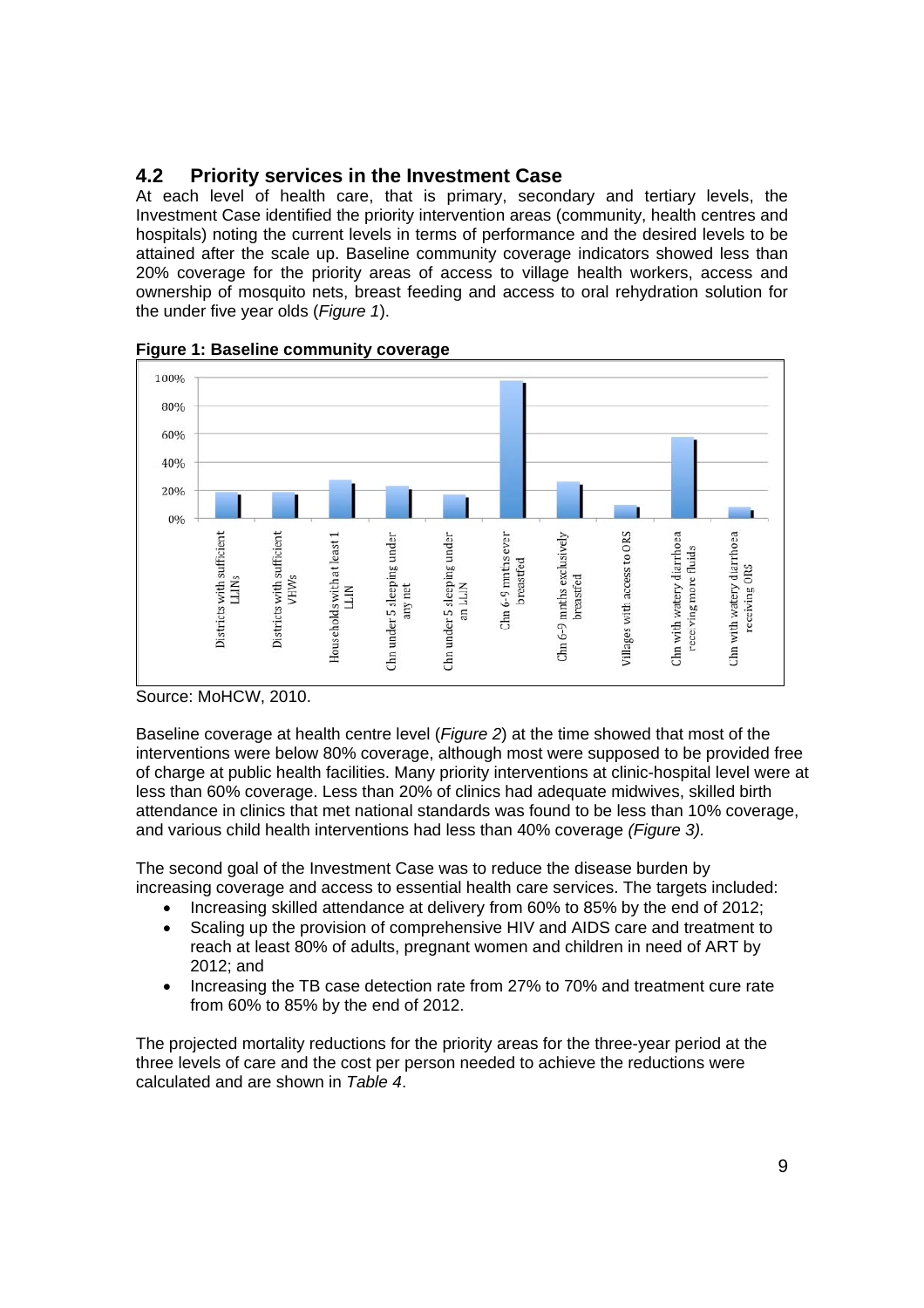## 4.2 Priority services in the Investment Case

At each level of health care, that is primary, secondary and tertiary levels, the Investment Case identified the priority intervention areas (community, health centres and hospitals) noting the current levels in terms of performance and the desired levels to be attained after the scale up. Baseline community coverage indicators showed less than 20% coverage for the priority areas of access to village health workers, access and ownership of mosquito nets, breast feeding and access to oral rehydration solution for the under five year olds (*Figure 1*).

**Figure 1: Baseline community coverage**

Source: MoHCW, 2010.

Baseline coverage at health centre level (*Figure 2*) at the time showed that most of the interventions were below 80% coverage, although most were supposed to be provided free of charge at public health facilities. Many priority interventions at clinic-hospital level were at less than 60% coverage. Less than 20% of clinics had adequate midwives, skilled birth attendance in clinics that met national standards was found to be less than 10% coverage, and various child health interventions had less than 40% coverage *(Figure 3)*.

The second goal of the Investment Case was to reduce the disease burden by increasing coverage and access to essential health care services. The targets included:

- Increasing skilled attendance at delivery from 60% to 85% by the end of 2012;
- Scaling up the provision of comprehensive HIV and AIDS care and treatment to reach at least 80% of adults, pregnant women and children in need of ART by 2012; and
- Increasing the TB case detection rate from 27% to 70% and treatment cure rate from 60% to 85% by the end of 2012.

The projected mortality reductions for the priority areas for the three-year period at the three levels of care and the cost per person needed to achieve the reductions were calculated and are shown in *Table 4*.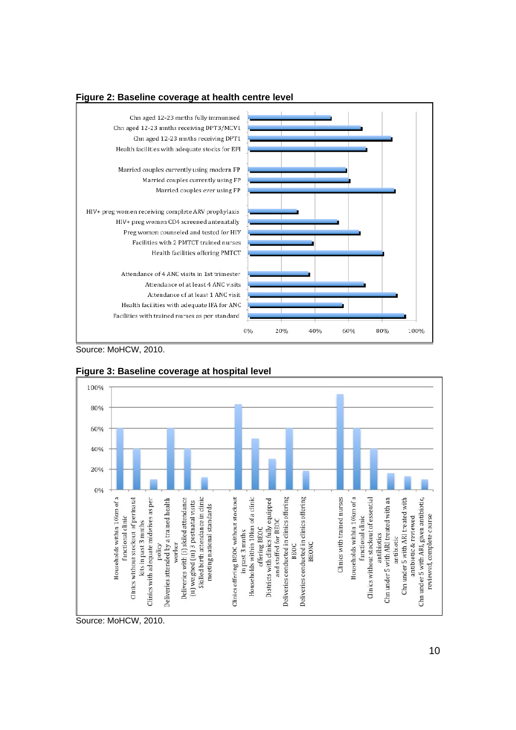**Figure 2: Baseline coverage at health centre level**

Chn aged 12-23 mnths fully immunised
Chn aged 12-23 mnths receiving DPT3/MCV1
Chn aged 12-23 mnths receiving DPT1
Health facilities with adequate stocks for EPI

Married couples currently using modern FP
Married couples currently using FP
Married couples ever using FP

HIV+ preg women receiving complete ARV prophylaxis
HIV+ preg women CD4 screened antenatally
Preg women counseled and tested for HIV
Facilities with 2 PMTCT trained nurses
Health facilities offering PMTCT

Attendance of 4 ANC visits in 1st trimester
Attendance of at least 4 ANC visits
Attendance of at least 1 ANC visit
Health facilities with adequate IFA for ANC
Facilities with trained nurses as per standard

0% 20% 40% 60% 80% 100%

Source: MoHCW, 2010.

**Figure 3: Baseline coverage at hospital level**

100% 80% 60% 40% 20% 0%

Households within 10km of a functional clinic
Clinics without stockout of perinatal kits in past 3 mnths
Clinics with adequate midwives as per policy
Deliveries attended by a trained health worker
Deliveries with (i) skiled attendance (ii) weighed (iii) 3 postnatal visits
Skilled birth attendance in clinic meeting national standards

Clinics offering BEOC without stockout in past 3 mnths
Households within 10km of a clinic offering BEOC
Districts with clinics fully equipped and staffed for BEOC
Deliveries conducted in clinics offering BEOC
Deliveries conducted in clinics offering BEONC

Clinics with trained nurses
Households within 10km of a functional clinic
Clinics without stockout of essential antibiotics
Chn under 5 with ARI treated with an antibiotic
Chn under 5 with ARI treated with antibiotic & reviewed
Chn under 5 with ARI, given antibiotic, reviewed, complete course

Source: MoHCW, 2010.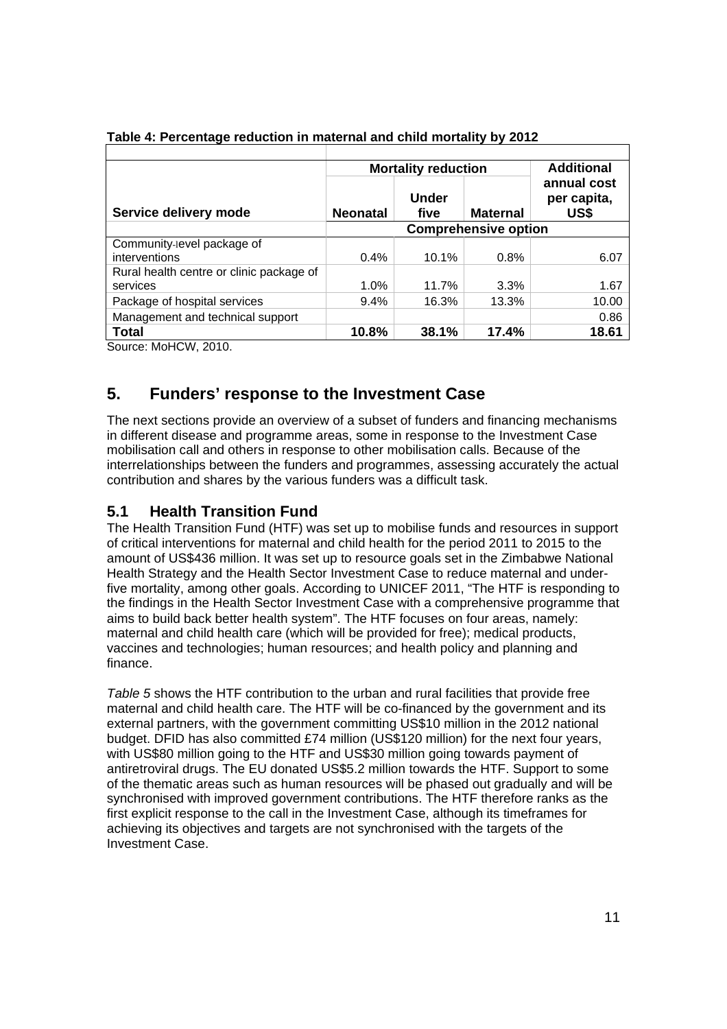**Table 4: Percentage reduction in maternal and child mortality by 2012**

| Service delivery mode | Mortality reduction | | | Additional annual cost per capita, US$ |
|---|---|---|---|---|
| | Neonatal | Under five | Maternal | |
| | Comprehensive option | | | |
| Community-level package of interventions | 0.4% | 10.1% | 0.8% | 6.07 |
| Rural health centre or clinic package of services | 1.0% | 11.7% | 3.3% | 1.67 |
| Package of hospital services | 9.4% | 16.3% | 13.3% | 10.00 |
| Management and technical support | | | | 0.86 |
| **Total** | **10.8%** | **38.1%** | **17.4%** | **18.61** |

Source: MoHCW, 2010.

## 5. Funders' response to the Investment Case

The next sections provide an overview of a subset of funders and financing mechanisms in different disease and programme areas, some in response to the Investment Case mobilisation call and others in response to other mobilisation calls. Because of the interrelationships between the funders and programmes, assessing accurately the actual contribution and shares by the various funders was a difficult task.

### 5.1 Health Transition Fund

The Health Transition Fund (HTF) was set up to mobilise funds and resources in support of critical interventions for maternal and child health for the period 2011 to 2015 to the amount of US$436 million. It was set up to resource goals set in the Zimbabwe National Health Strategy and the Health Sector Investment Case to reduce maternal and under-five mortality, among other goals. According to UNICEF 2011, "The HTF is responding to the findings in the Health Sector Investment Case with a comprehensive programme that aims to build back better health system". The HTF focuses on four areas, namely: maternal and child health care (which will be provided for free); medical products, vaccines and technologies; human resources; and health policy and planning and finance.

*Table 5* shows the HTF contribution to the urban and rural facilities that provide free maternal and child health care. The HTF will be co-financed by the government and its external partners, with the government committing US$10 million in the 2012 national budget. DFID has also committed £74 million (US$120 million) for the next four years, with US$80 million going to the HTF and US$30 million going towards payment of antiretroviral drugs. The EU donated US$5.2 million towards the HTF. Support to some of the thematic areas such as human resources will be phased out gradually and will be synchronised with improved government contributions. The HTF therefore ranks as the first explicit response to the call in the Investment Case, although its timeframes for achieving its objectives and targets are not synchronised with the targets of the Investment Case.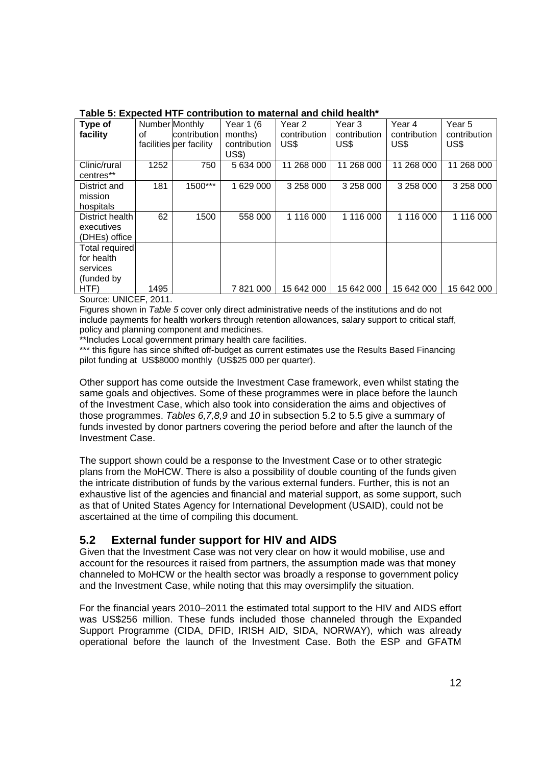**Table 5: Expected HTF contribution to maternal and child health***

| Type of facility | Number of facilities | Monthly contribution per facility | Year 1 (6 months) contribution US$) | Year 2 contribution US$ | Year 3 contribution US$ | Year 4 contribution US$ | Year 5 contribution US$ |
|---|---|---|---|---|---|---|---|
| Clinic/rural centres** | 1252 | 750 | 5 634 000 | 11 268 000 | 11 268 000 | 11 268 000 | 11 268 000 |
| District and mission hospitals | 181 | 1500*** | 1 629 000 | 3 258 000 | 3 258 000 | 3 258 000 | 3 258 000 |
| District health executives (DHEs) office | 62 | 1500 | 558 000 | 1 116 000 | 1 116 000 | 1 116 000 | 1 116 000 |
| Total required for health services (funded by HTF) | 1495 | | 7 821 000 | 15 642 000 | 15 642 000 | 15 642 000 | 15 642 000 |

Source: UNICEF, 2011.

Figures shown in *Table 5* cover only direct administrative needs of the institutions and do not include payments for health workers through retention allowances, salary support to critical staff, policy and planning component and medicines.

**Includes Local government primary health care facilities.

*** this figure has since shifted off-budget as current estimates use the Results Based Financing pilot funding at US$8000 monthly (US$25 000 per quarter).

Other support has come outside the Investment Case framework, even whilst stating the same goals and objectives. Some of these programmes were in place before the launch of the Investment Case, which also took into consideration the aims and objectives of those programmes. *Tables 6,7,8,9* and *10* in subsection 5.2 to 5.5 give a summary of funds invested by donor partners covering the period before and after the launch of the Investment Case.

The support shown could be a response to the Investment Case or to other strategic plans from the MoHCW. There is also a possibility of double counting of the funds given the intricate distribution of funds by the various external funders. Further, this is not an exhaustive list of the agencies and financial and material support, as some support, such as that of United States Agency for International Development (USAID), could not be ascertained at the time of compiling this document.

## 5.2 External funder support for HIV and AIDS

Given that the Investment Case was not very clear on how it would mobilise, use and account for the resources it raised from partners, the assumption made was that money channeled to MoHCW or the health sector was broadly a response to government policy and the Investment Case, while noting that this may oversimplify the situation.

For the financial years 2010–2011 the estimated total support to the HIV and AIDS effort was US$256 million. These funds included those channeled through the Expanded Support Programme (CIDA, DFID, IRISH AID, SIDA, NORWAY), which was already operational before the launch of the Investment Case. Both the ESP and GFATM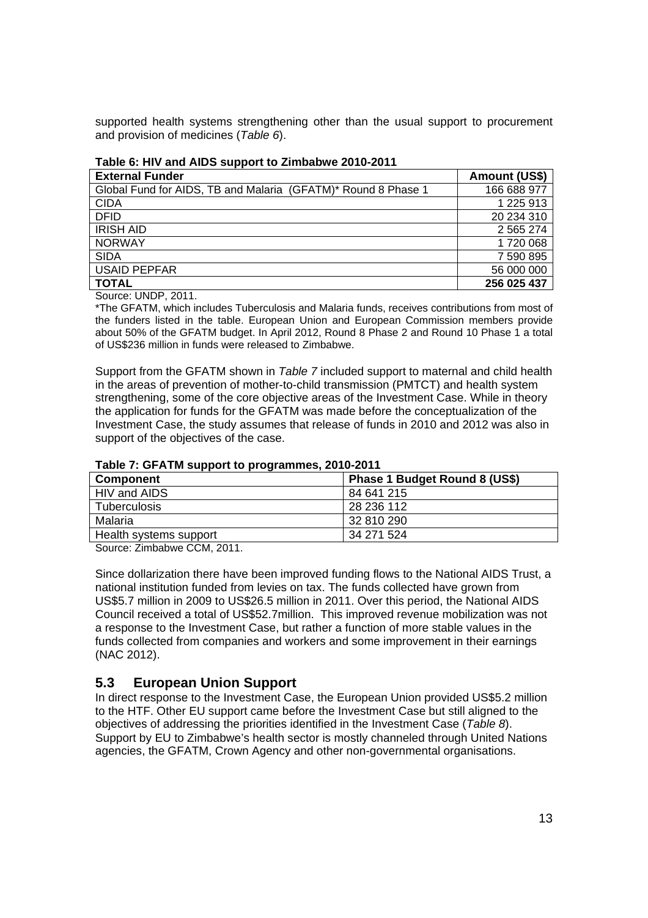supported health systems strengthening other than the usual support to procurement and provision of medicines (*Table 6*).

**Table 6: HIV and AIDS support to Zimbabwe 2010-2011**

| External Funder | Amount (US$) |
|---|---|
| Global Fund for AIDS, TB and Malaria (GFATM)* Round 8 Phase 1 | 166 688 977 |
| CIDA | 1 225 913 |
| DFID | 20 234 310 |
| IRISH AID | 2 565 274 |
| NORWAY | 1 720 068 |
| SIDA | 7 590 895 |
| USAID PEPFAR | 56 000 000 |
| **TOTAL** | **256 025 437** |

Source: UNDP, 2011.

*The GFATM, which includes Tuberculosis and Malaria funds, receives contributions from most of the funders listed in the table. European Union and European Commission members provide about 50% of the GFATM budget. In April 2012, Round 8 Phase 2 and Round 10 Phase 1 a total of US$236 million in funds were released to Zimbabwe.

Support from the GFATM shown in *Table 7* included support to maternal and child health in the areas of prevention of mother-to-child transmission (PMTCT) and health system strengthening, some of the core objective areas of the Investment Case. While in theory the application for funds for the GFATM was made before the conceptualization of the Investment Case, the study assumes that release of funds in 2010 and 2012 was also in support of the objectives of the case.

**Table 7: GFATM support to programmes, 2010-2011**

| Component | Phase 1 Budget Round 8 (US$) |
|---|---|
| HIV and AIDS | 84 641 215 |
| Tuberculosis | 28 236 112 |
| Malaria | 32 810 290 |
| Health systems support | 34 271 524 |

Source: Zimbabwe CCM, 2011.

Since dollarization there have been improved funding flows to the National AIDS Trust, a national institution funded from levies on tax. The funds collected have grown from US$5.7 million in 2009 to US$26.5 million in 2011. Over this period, the National AIDS Council received a total of US$52.7million. This improved revenue mobilization was not a response to the Investment Case, but rather a function of more stable values in the funds collected from companies and workers and some improvement in their earnings (NAC 2012).

## 5.3 European Union Support

In direct response to the Investment Case, the European Union provided US$5.2 million to the HTF. Other EU support came before the Investment Case but still aligned to the objectives of addressing the priorities identified in the Investment Case (*Table 8*). Support by EU to Zimbabwe's health sector is mostly channeled through United Nations agencies, the GFATM, Crown Agency and other non-governmental organisations.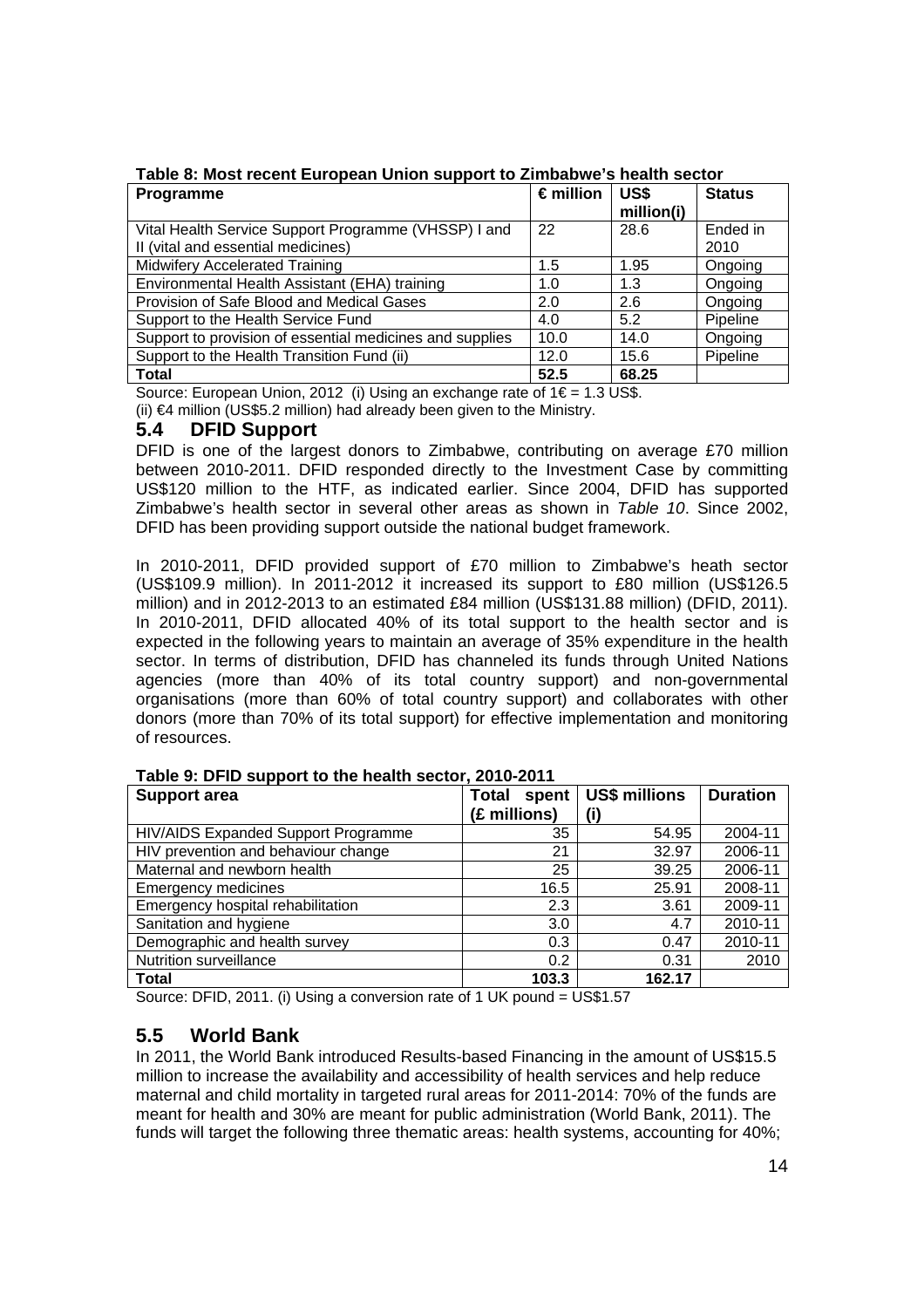**Table 8: Most recent European Union support to Zimbabwe's health sector**

| Programme | € million | US$ million(i) | Status |
|---|---|---|---|
| Vital Health Service Support Programme (VHSSP) I and II (vital and essential medicines) | 22 | 28.6 | Ended in 2010 |
| Midwifery Accelerated Training | 1.5 | 1.95 | Ongoing |
| Environmental Health Assistant (EHA) training | 1.0 | 1.3 | Ongoing |
| Provision of Safe Blood and Medical Gases | 2.0 | 2.6 | Ongoing |
| Support to the Health Service Fund | 4.0 | 5.2 | Pipeline |
| Support to provision of essential medicines and supplies | 10.0 | 14.0 | Ongoing |
| Support to the Health Transition Fund (ii) | 12.0 | 15.6 | Pipeline |
| **Total** | **52.5** | **68.25** | |

Source: European Union, 2012 (i) Using an exchange rate of 1€ = 1.3 US$.
(ii) €4 million (US$5.2 million) had already been given to the Ministry.

## 5.4 DFID Support

DFID is one of the largest donors to Zimbabwe, contributing on average £70 million between 2010-2011. DFID responded directly to the Investment Case by committing US$120 million to the HTF, as indicated earlier. Since 2004, DFID has supported Zimbabwe's health sector in several other areas as shown in *Table 10*. Since 2002, DFID has been providing support outside the national budget framework.

In 2010-2011, DFID provided support of £70 million to Zimbabwe's heath sector (US$109.9 million). In 2011-2012 it increased its support to £80 million (US$126.5 million) and in 2012-2013 to an estimated £84 million (US$131.88 million) (DFID, 2011). In 2010-2011, DFID allocated 40% of its total support to the health sector and is expected in the following years to maintain an average of 35% expenditure in the health sector. In terms of distribution, DFID has channeled its funds through United Nations agencies (more than 40% of its total country support) and non-governmental organisations (more than 60% of total country support) and collaborates with other donors (more than 70% of its total support) for effective implementation and monitoring of resources.

**Table 9: DFID support to the health sector, 2010-2011**

| Support area | Total spent (£ millions) | US$ millions (i) | Duration |
|---|---|---|---|
| HIV/AIDS Expanded Support Programme | 35 | 54.95 | 2004-11 |
| HIV prevention and behaviour change | 21 | 32.97 | 2006-11 |
| Maternal and newborn health | 25 | 39.25 | 2006-11 |
| Emergency medicines | 16.5 | 25.91 | 2008-11 |
| Emergency hospital rehabilitation | 2.3 | 3.61 | 2009-11 |
| Sanitation and hygiene | 3.0 | 4.7 | 2010-11 |
| Demographic and health survey | 0.3 | 0.47 | 2010-11 |
| Nutrition surveillance | 0.2 | 0.31 | 2010 |
| **Total** | **103.3** | **162.17** | |

Source: DFID, 2011. (i) Using a conversion rate of 1 UK pound = US$1.57

## 5.5 World Bank

In 2011, the World Bank introduced Results-based Financing in the amount of US$15.5 million to increase the availability and accessibility of health services and help reduce maternal and child mortality in targeted rural areas for 2011-2014: 70% of the funds are meant for health and 30% are meant for public administration (World Bank, 2011). The funds will target the following three thematic areas: health systems, accounting for 40%;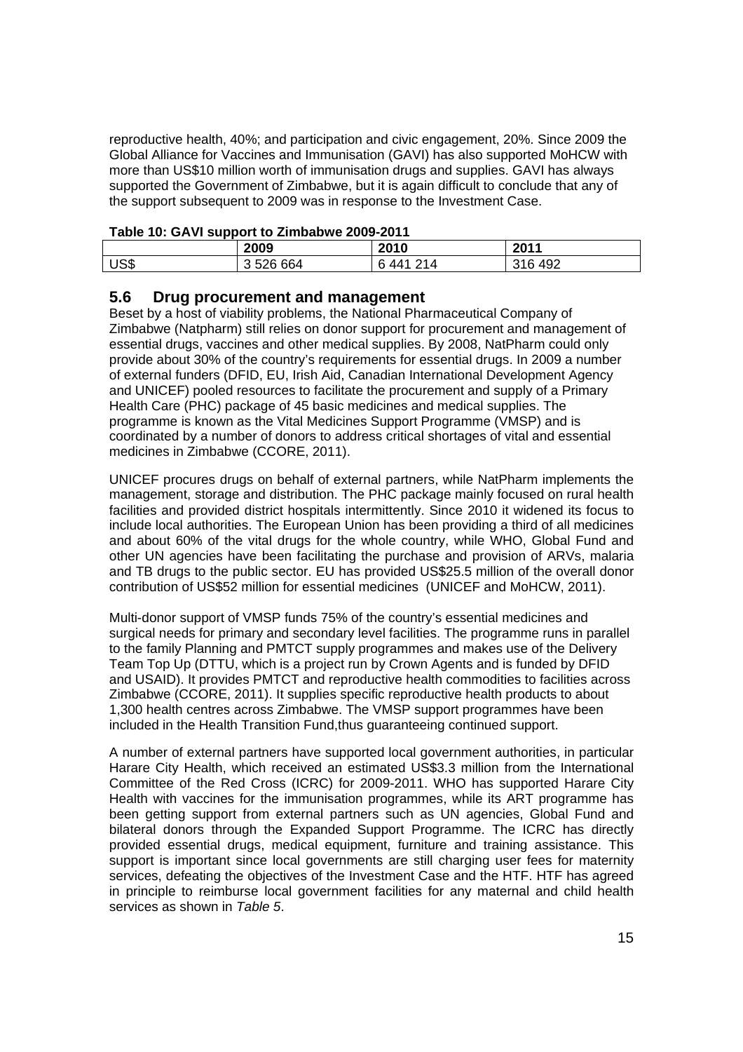reproductive health, 40%; and participation and civic engagement, 20%. Since 2009 the Global Alliance for Vaccines and Immunisation (GAVI) has also supported MoHCW with more than US$10 million worth of immunisation drugs and supplies. GAVI has always supported the Government of Zimbabwe, but it is again difficult to conclude that any of the support subsequent to 2009 was in response to the Investment Case.

**Table 10: GAVI support to Zimbabwe 2009-2011**

| | 2009 | 2010 | 2011 |
|---|---|---|---|
| US$ | 3 526 664 | 6 441 214 | 316 492 |

## 5.6 Drug procurement and management

Beset by a host of viability problems, the National Pharmaceutical Company of Zimbabwe (Natpharm) still relies on donor support for procurement and management of essential drugs, vaccines and other medical supplies. By 2008, NatPharm could only provide about 30% of the country's requirements for essential drugs. In 2009 a number of external funders (DFID, EU, Irish Aid, Canadian International Development Agency and UNICEF) pooled resources to facilitate the procurement and supply of a Primary Health Care (PHC) package of 45 basic medicines and medical supplies. The programme is known as the Vital Medicines Support Programme (VMSP) and is coordinated by a number of donors to address critical shortages of vital and essential medicines in Zimbabwe (CCORE, 2011).

UNICEF procures drugs on behalf of external partners, while NatPharm implements the management, storage and distribution. The PHC package mainly focused on rural health facilities and provided district hospitals intermittently. Since 2010 it widened its focus to include local authorities. The European Union has been providing a third of all medicines and about 60% of the vital drugs for the whole country, while WHO, Global Fund and other UN agencies have been facilitating the purchase and provision of ARVs, malaria and TB drugs to the public sector. EU has provided US$25.5 million of the overall donor contribution of US$52 million for essential medicines (UNICEF and MoHCW, 2011).

Multi-donor support of VMSP funds 75% of the country's essential medicines and surgical needs for primary and secondary level facilities. The programme runs in parallel to the family Planning and PMTCT supply programmes and makes use of the Delivery Team Top Up (DTTU, which is a project run by Crown Agents and is funded by DFID and USAID). It provides PMTCT and reproductive health commodities to facilities across Zimbabwe (CCORE, 2011). It supplies specific reproductive health products to about 1,300 health centres across Zimbabwe. The VMSP support programmes have been included in the Health Transition Fund,thus guaranteeing continued support.

A number of external partners have supported local government authorities, in particular Harare City Health, which received an estimated US$3.3 million from the International Committee of the Red Cross (ICRC) for 2009-2011. WHO has supported Harare City Health with vaccines for the immunisation programmes, while its ART programme has been getting support from external partners such as UN agencies, Global Fund and bilateral donors through the Expanded Support Programme. The ICRC has directly provided essential drugs, medical equipment, furniture and training assistance. This support is important since local governments are still charging user fees for maternity services, defeating the objectives of the Investment Case and the HTF. HTF has agreed in principle to reimburse local government facilities for any maternal and child health services as shown in *Table 5*.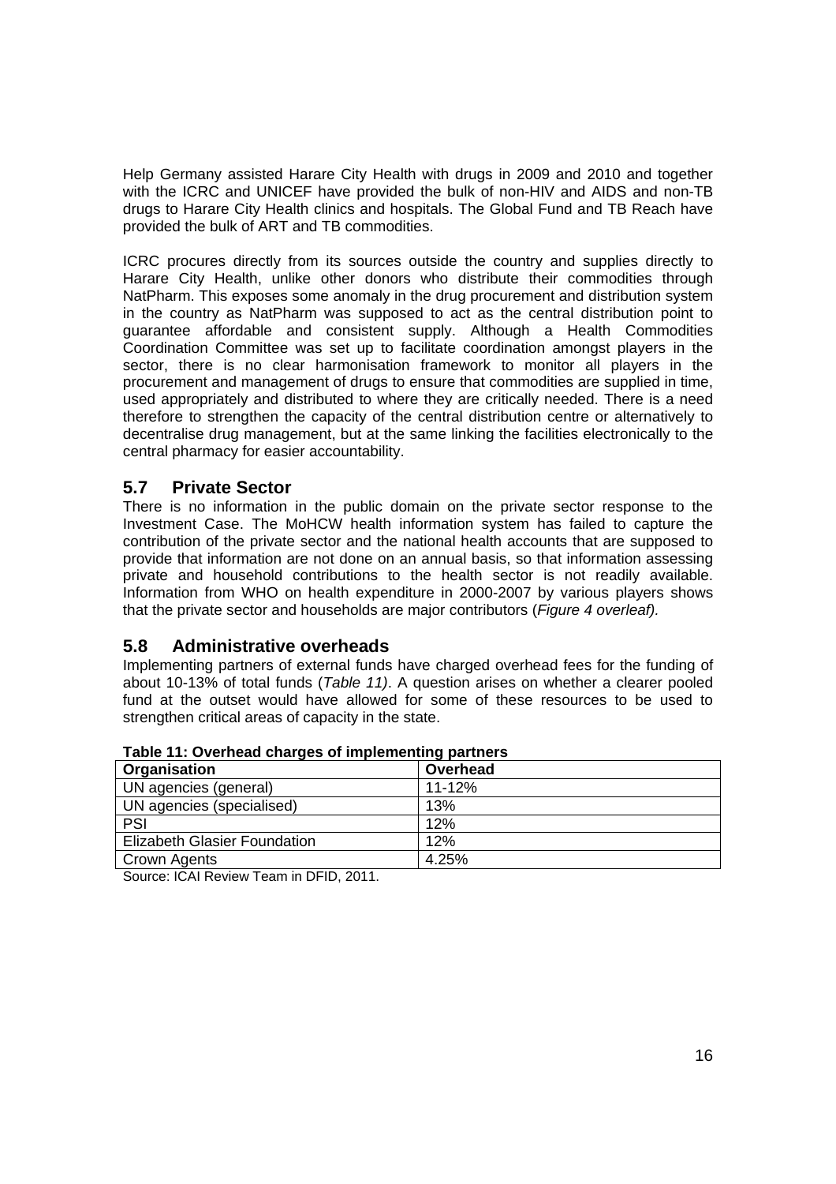Help Germany assisted Harare City Health with drugs in 2009 and 2010 and together with the ICRC and UNICEF have provided the bulk of non-HIV and AIDS and non-TB drugs to Harare City Health clinics and hospitals. The Global Fund and TB Reach have provided the bulk of ART and TB commodities.

ICRC procures directly from its sources outside the country and supplies directly to Harare City Health, unlike other donors who distribute their commodities through NatPharm. This exposes some anomaly in the drug procurement and distribution system in the country as NatPharm was supposed to act as the central distribution point to guarantee affordable and consistent supply. Although a Health Commodities Coordination Committee was set up to facilitate coordination amongst players in the sector, there is no clear harmonisation framework to monitor all players in the procurement and management of drugs to ensure that commodities are supplied in time, used appropriately and distributed to where they are critically needed. There is a need therefore to strengthen the capacity of the central distribution centre or alternatively to decentralise drug management, but at the same linking the facilities electronically to the central pharmacy for easier accountability.

## 5.7 Private Sector

There is no information in the public domain on the private sector response to the Investment Case. The MoHCW health information system has failed to capture the contribution of the private sector and the national health accounts that are supposed to provide that information are not done on an annual basis, so that information assessing private and household contributions to the health sector is not readily available. Information from WHO on health expenditure in 2000-2007 by various players shows that the private sector and households are major contributors (*Figure 4 overleaf).*

## 5.8 Administrative overheads

Implementing partners of external funds have charged overhead fees for the funding of about 10-13% of total funds (*Table 11)*. A question arises on whether a clearer pooled fund at the outset would have allowed for some of these resources to be used to strengthen critical areas of capacity in the state.

**Table 11: Overhead charges of implementing partners**

| Organisation | Overhead |
|---|---|
| UN agencies (general) | 11-12% |
| UN agencies (specialised) | 13% |
| PSI | 12% |
| Elizabeth Glasier Foundation | 12% |
| Crown Agents | 4.25% |

Source: ICAI Review Team in DFID, 2011.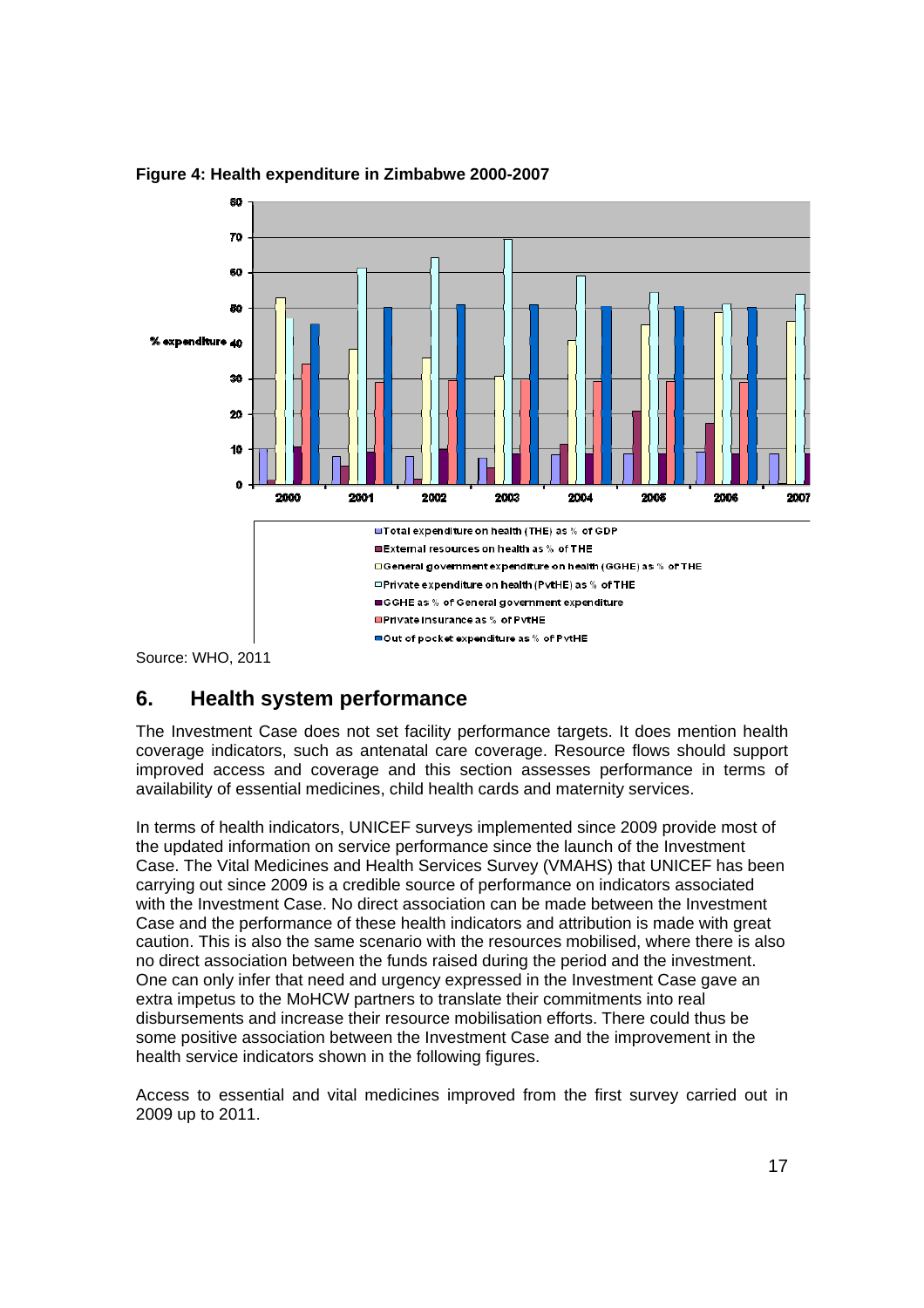**Figure 4: Health expenditure in Zimbabwe 2000-2007**

Source: WHO, 2011

## 6. Health system performance

The Investment Case does not set facility performance targets. It does mention health coverage indicators, such as antenatal care coverage. Resource flows should support improved access and coverage and this section assesses performance in terms of availability of essential medicines, child health cards and maternity services.

In terms of health indicators, UNICEF surveys implemented since 2009 provide most of the updated information on service performance since the launch of the Investment Case. The Vital Medicines and Health Services Survey (VMAHS) that UNICEF has been carrying out since 2009 is a credible source of performance on indicators associated with the Investment Case. No direct association can be made between the Investment Case and the performance of these health indicators and attribution is made with great caution. This is also the same scenario with the resources mobilised, where there is also no direct association between the funds raised during the period and the investment. One can only infer that need and urgency expressed in the Investment Case gave an extra impetus to the MoHCW partners to translate their commitments into real disbursements and increase their resource mobilisation efforts. There could thus be some positive association between the Investment Case and the improvement in the health service indicators shown in the following figures.

Access to essential and vital medicines improved from the first survey carried out in 2009 up to 2011.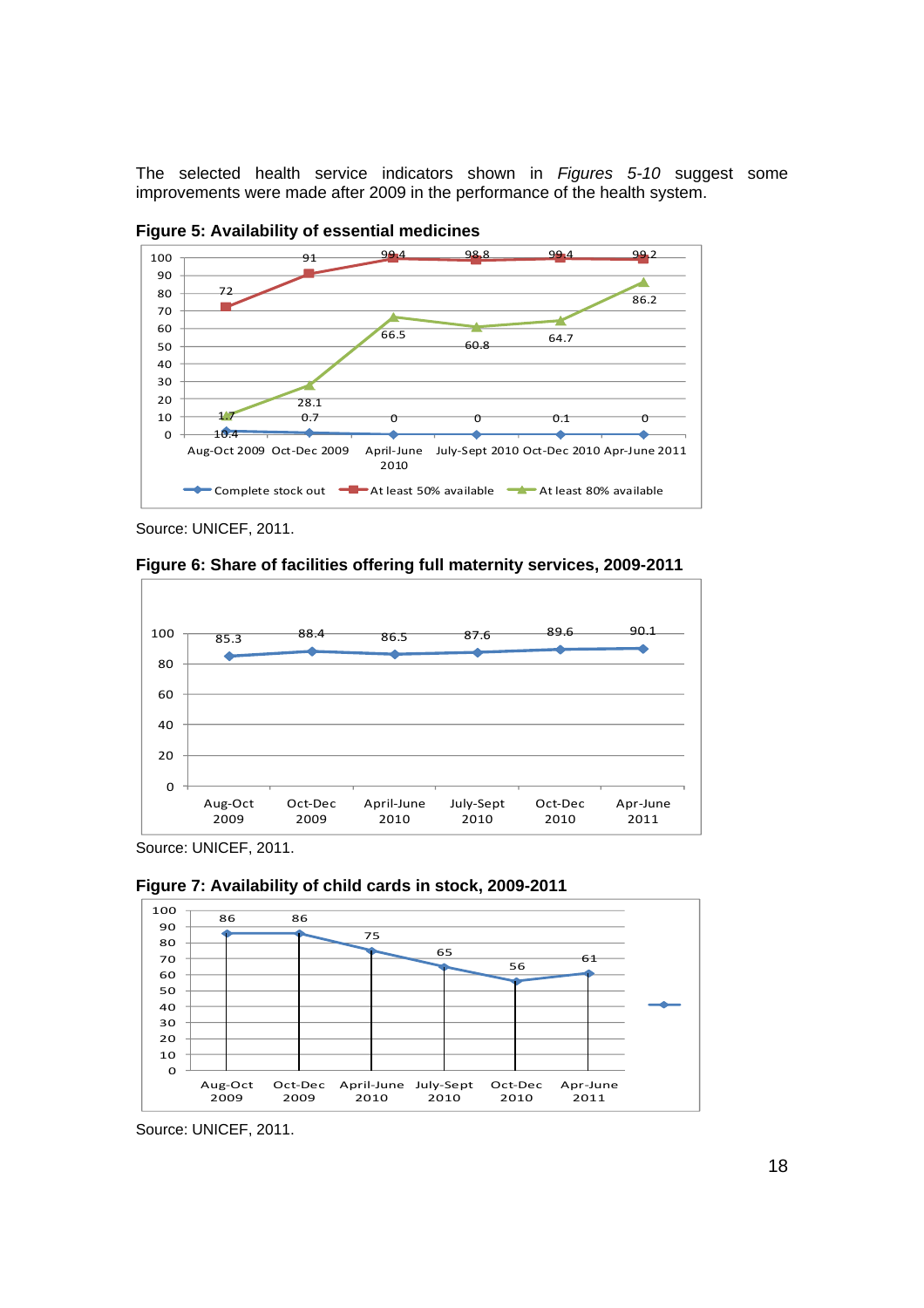The selected health service indicators shown in *Figures 5-10* suggest some improvements were made after 2009 in the performance of the health system.

**Figure 5: Availability of essential medicines**

| | Aug-Oct 2009 | Oct-Dec 2009 | April-June 2010 | July-Sept 2010 | Oct-Dec 2010 | Apr-June 2011 |
|---|---|---|---|---|---|---|
| Complete stock out | 1.7 | 0.7 | 0 | 0 | 0.1 | 0 |
| At least 50% available | 72 | 91 | 99.4 | 98.8 | 99.4 | 99.2 |
| At least 80% available | 10.4 | 28.1 | 66.5 | 60.8 | 64.7 | 86.2 |

Source: UNICEF, 2011.

**Figure 6: Share of facilities offering full maternity services, 2009-2011**

| Aug-Oct 2009 | Oct-Dec 2009 | April-June 2010 | July-Sept 2010 | Oct-Dec 2010 | Apr-June 2011 |
|---|---|---|---|---|---|
| 85.3 | 88.4 | 86.5 | 87.6 | 89.6 | 90.1 |

Source: UNICEF, 2011.

**Figure 7: Availability of child cards in stock, 2009-2011**

| Aug-Oct 2009 | Oct-Dec 2009 | April-June 2010 | July-Sept 2010 | Oct-Dec 2010 | Apr-June 2011 |
|---|---|---|---|---|---|
| 86 | 86 | 75 | 65 | 56 | 61 |

Source: UNICEF, 2011.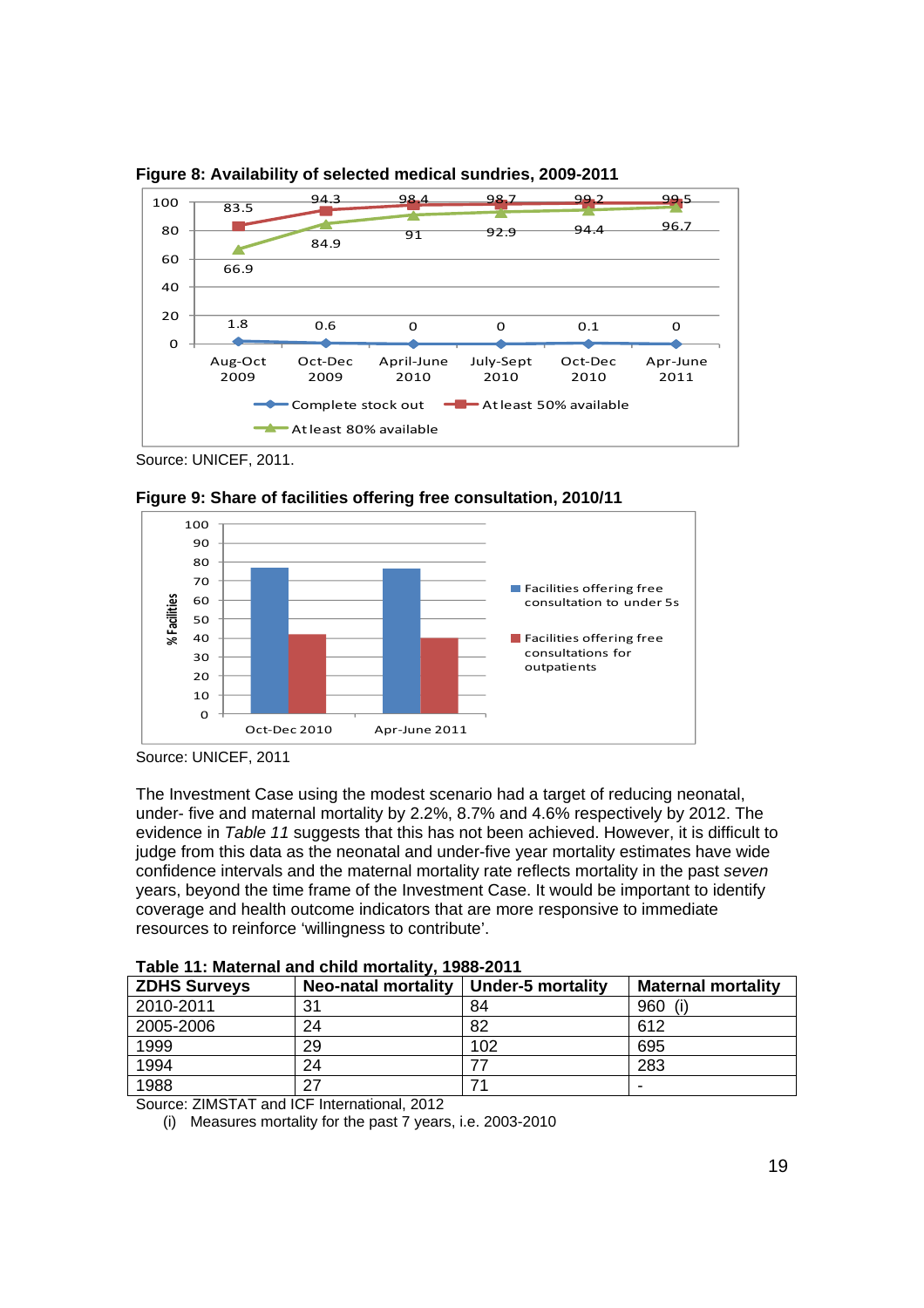**Figure 8: Availability of selected medical sundries, 2009-2011**

Source: UNICEF, 2011.

**Figure 9: Share of facilities offering free consultation, 2010/11**

Source: UNICEF, 2011

The Investment Case using the modest scenario had a target of reducing neonatal, under- five and maternal mortality by 2.2%, 8.7% and 4.6% respectively by 2012. The evidence in *Table 11* suggests that this has not been achieved. However, it is difficult to judge from this data as the neonatal and under-five year mortality estimates have wide confidence intervals and the maternal mortality rate reflects mortality in the past *seven* years, beyond the time frame of the Investment Case. It would be important to identify coverage and health outcome indicators that are more responsive to immediate resources to reinforce 'willingness to contribute'.

**Table 11: Maternal and child mortality, 1988-2011**

| ZDHS Surveys | Neo-natal mortality | Under-5 mortality | Maternal mortality |
|---|---|---|---|
| 2010-2011 | 31 | 84 | 960 (i) |
| 2005-2006 | 24 | 82 | 612 |
| 1999 | 29 | 102 | 695 |
| 1994 | 24 | 77 | 283 |
| 1988 | 27 | 71 | - |

Source: ZIMSTAT and ICF International, 2012

(i) Measures mortality for the past 7 years, i.e. 2003-2010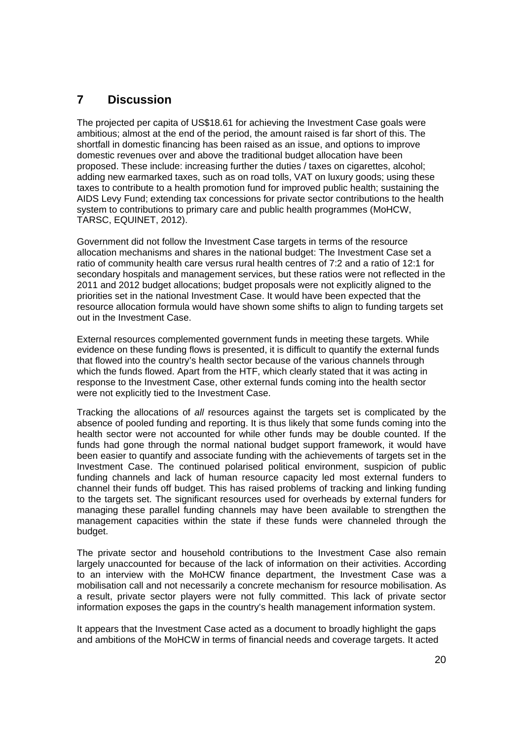## 7 Discussion

The projected per capita of US$18.61 for achieving the Investment Case goals were ambitious; almost at the end of the period, the amount raised is far short of this. The shortfall in domestic financing has been raised as an issue, and options to improve domestic revenues over and above the traditional budget allocation have been proposed. These include: increasing further the duties / taxes on cigarettes, alcohol; adding new earmarked taxes, such as on road tolls, VAT on luxury goods; using these taxes to contribute to a health promotion fund for improved public health; sustaining the AIDS Levy Fund; extending tax concessions for private sector contributions to the health system to contributions to primary care and public health programmes (MoHCW, TARSC, EQUINET, 2012).

Government did not follow the Investment Case targets in terms of the resource allocation mechanisms and shares in the national budget: The Investment Case set a ratio of community health care versus rural health centres of 7:2 and a ratio of 12:1 for secondary hospitals and management services, but these ratios were not reflected in the 2011 and 2012 budget allocations; budget proposals were not explicitly aligned to the priorities set in the national Investment Case. It would have been expected that the resource allocation formula would have shown some shifts to align to funding targets set out in the Investment Case.

External resources complemented government funds in meeting these targets. While evidence on these funding flows is presented, it is difficult to quantify the external funds that flowed into the country's health sector because of the various channels through which the funds flowed. Apart from the HTF, which clearly stated that it was acting in response to the Investment Case, other external funds coming into the health sector were not explicitly tied to the Investment Case.

Tracking the allocations of *all* resources against the targets set is complicated by the absence of pooled funding and reporting. It is thus likely that some funds coming into the health sector were not accounted for while other funds may be double counted. If the funds had gone through the normal national budget support framework, it would have been easier to quantify and associate funding with the achievements of targets set in the Investment Case. The continued polarised political environment, suspicion of public funding channels and lack of human resource capacity led most external funders to channel their funds off budget. This has raised problems of tracking and linking funding to the targets set. The significant resources used for overheads by external funders for managing these parallel funding channels may have been available to strengthen the management capacities within the state if these funds were channeled through the budget.

The private sector and household contributions to the Investment Case also remain largely unaccounted for because of the lack of information on their activities. According to an interview with the MoHCW finance department, the Investment Case was a mobilisation call and not necessarily a concrete mechanism for resource mobilisation. As a result, private sector players were not fully committed. This lack of private sector information exposes the gaps in the country's health management information system.

It appears that the Investment Case acted as a document to broadly highlight the gaps and ambitions of the MoHCW in terms of financial needs and coverage targets. It acted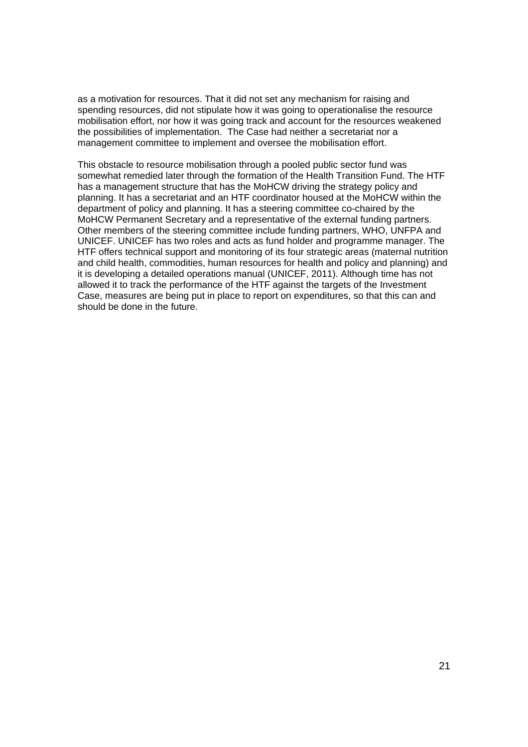as a motivation for resources. That it did not set any mechanism for raising and spending resources, did not stipulate how it was going to operationalise the resource mobilisation effort, nor how it was going track and account for the resources weakened the possibilities of implementation. The Case had neither a secretariat nor a management committee to implement and oversee the mobilisation effort.

This obstacle to resource mobilisation through a pooled public sector fund was somewhat remedied later through the formation of the Health Transition Fund. The HTF has a management structure that has the MoHCW driving the strategy policy and planning. It has a secretariat and an HTF coordinator housed at the MoHCW within the department of policy and planning. It has a steering committee co-chaired by the MoHCW Permanent Secretary and a representative of the external funding partners. Other members of the steering committee include funding partners, WHO, UNFPA and UNICEF. UNICEF has two roles and acts as fund holder and programme manager. The HTF offers technical support and monitoring of its four strategic areas (maternal nutrition and child health, commodities, human resources for health and policy and planning) and it is developing a detailed operations manual (UNICEF, 2011). Although time has not allowed it to track the performance of the HTF against the targets of the Investment Case, measures are being put in place to report on expenditures, so that this can and should be done in the future.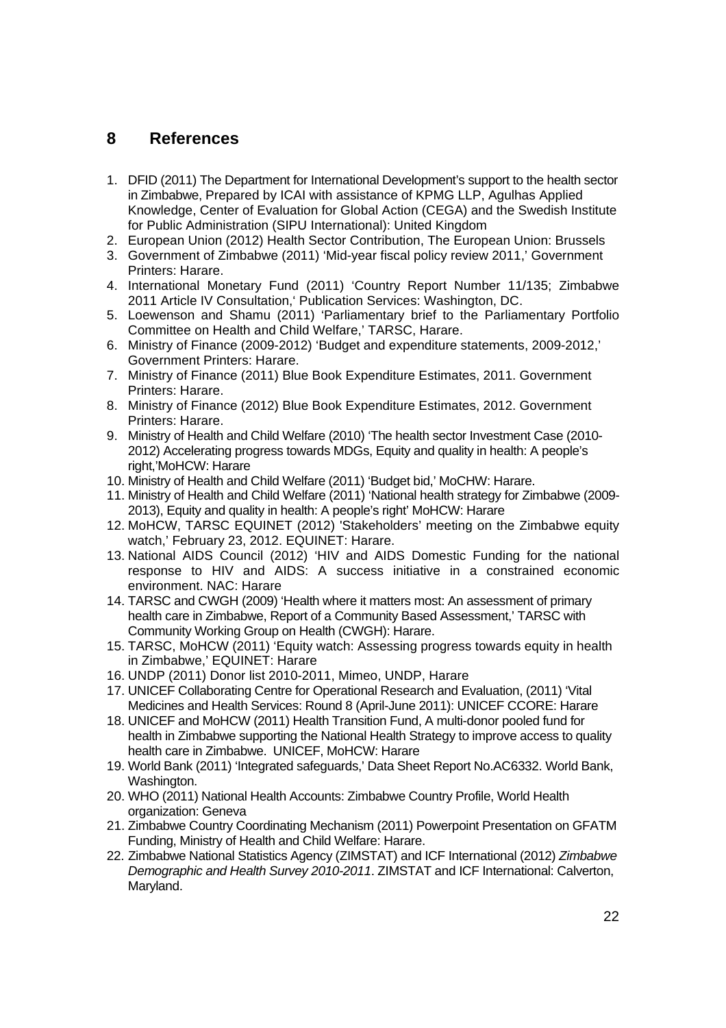# 8 References

1. DFID (2011) The Department for International Development's support to the health sector in Zimbabwe, Prepared by ICAI with assistance of KPMG LLP, Agulhas Applied Knowledge, Center of Evaluation for Global Action (CEGA) and the Swedish Institute for Public Administration (SIPU International): United Kingdom
2. European Union (2012) Health Sector Contribution, The European Union: Brussels
3. Government of Zimbabwe (2011) 'Mid-year fiscal policy review 2011,' Government Printers: Harare.
4. International Monetary Fund (2011) 'Country Report Number 11/135; Zimbabwe 2011 Article IV Consultation,' Publication Services: Washington, DC.
5. Loewenson and Shamu (2011) 'Parliamentary brief to the Parliamentary Portfolio Committee on Health and Child Welfare,' TARSC, Harare.
6. Ministry of Finance (2009-2012) 'Budget and expenditure statements, 2009-2012,' Government Printers: Harare.
7. Ministry of Finance (2011) Blue Book Expenditure Estimates, 2011. Government Printers: Harare.
8. Ministry of Finance (2012) Blue Book Expenditure Estimates, 2012. Government Printers: Harare.
9. Ministry of Health and Child Welfare (2010) 'The health sector Investment Case (2010-2012) Accelerating progress towards MDGs, Equity and quality in health: A people's right,'MoHCW: Harare
10. Ministry of Health and Child Welfare (2011) 'Budget bid,' MoCHW: Harare.
11. Ministry of Health and Child Welfare (2011) 'National health strategy for Zimbabwe (2009-2013), Equity and quality in health: A people's right' MoHCW: Harare
12. MoHCW, TARSC EQUINET (2012) 'Stakeholders' meeting on the Zimbabwe equity watch,' February 23, 2012. EQUINET: Harare.
13. National AIDS Council (2012) 'HIV and AIDS Domestic Funding for the national response to HIV and AIDS: A success initiative in a constrained economic environment. NAC: Harare
14. TARSC and CWGH (2009) 'Health where it matters most: An assessment of primary health care in Zimbabwe, Report of a Community Based Assessment,' TARSC with Community Working Group on Health (CWGH): Harare.
15. TARSC, MoHCW (2011) 'Equity watch: Assessing progress towards equity in health in Zimbabwe,' EQUINET: Harare
16. UNDP (2011) Donor list 2010-2011, Mimeo, UNDP, Harare
17. UNICEF Collaborating Centre for Operational Research and Evaluation, (2011) 'Vital Medicines and Health Services: Round 8 (April-June 2011): UNICEF CCORE: Harare
18. UNICEF and MoHCW (2011) Health Transition Fund, A multi-donor pooled fund for health in Zimbabwe supporting the National Health Strategy to improve access to quality health care in Zimbabwe. UNICEF, MoHCW: Harare
19. World Bank (2011) 'Integrated safeguards,' Data Sheet Report No.AC6332. World Bank, Washington.
20. WHO (2011) National Health Accounts: Zimbabwe Country Profile, World Health organization: Geneva
21. Zimbabwe Country Coordinating Mechanism (2011) Powerpoint Presentation on GFATM Funding, Ministry of Health and Child Welfare: Harare.
22. Zimbabwe National Statistics Agency (ZIMSTAT) and ICF International (2012) *Zimbabwe Demographic and Health Survey 2010-2011*. ZIMSTAT and ICF International: Calverton, Maryland.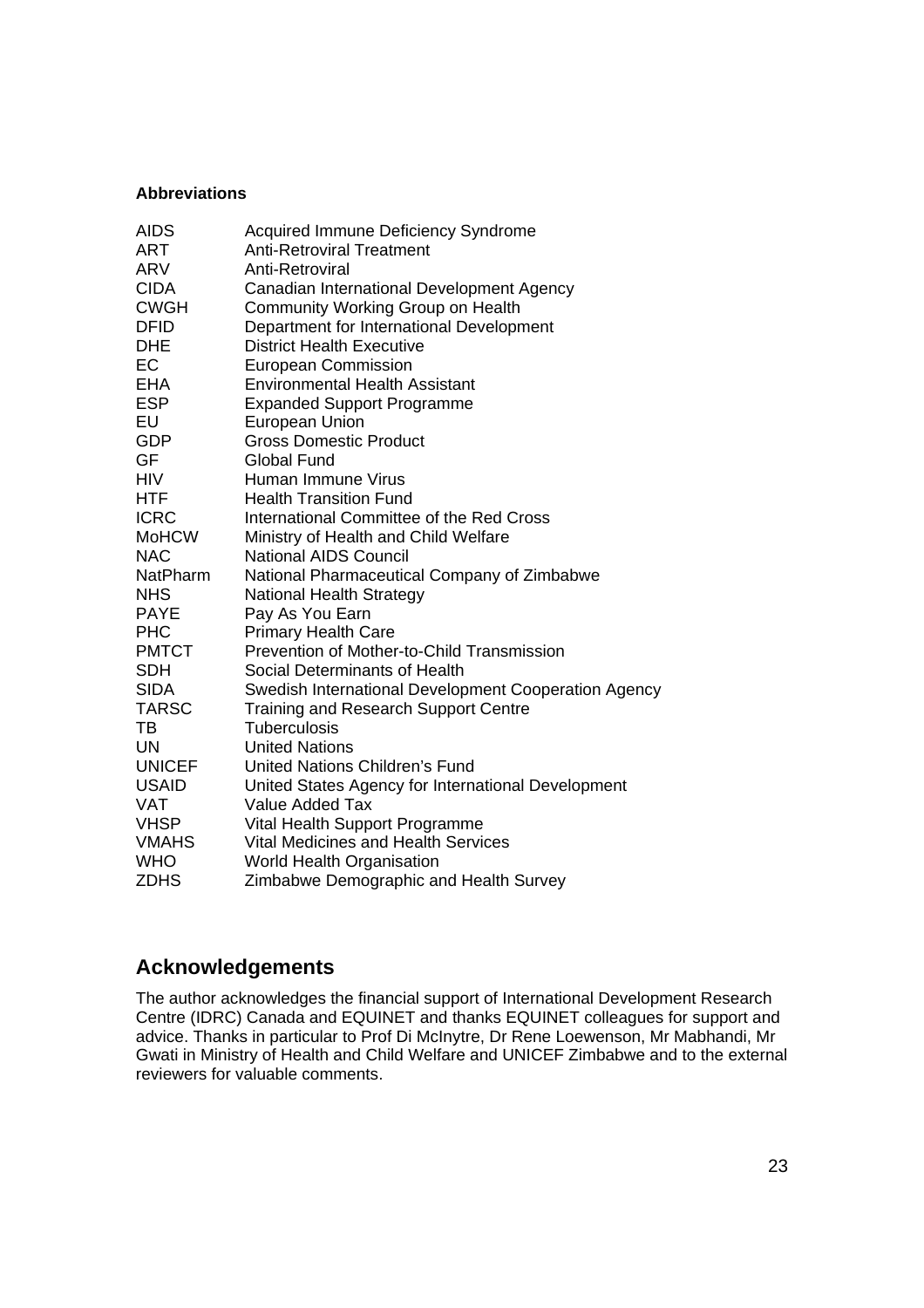**Abbreviations**

| | |
|---|---|
| AIDS | Acquired Immune Deficiency Syndrome |
| ART | Anti-Retroviral Treatment |
| ARV | Anti-Retroviral |
| CIDA | Canadian International Development Agency |
| CWGH | Community Working Group on Health |
| DFID | Department for International Development |
| DHE | District Health Executive |
| EC | European Commission |
| EHA | Environmental Health Assistant |
| ESP | Expanded Support Programme |
| EU | European Union |
| GDP | Gross Domestic Product |
| GF | Global Fund |
| HIV | Human Immune Virus |
| HTF | Health Transition Fund |
| ICRC | International Committee of the Red Cross |
| MoHCW | Ministry of Health and Child Welfare |
| NAC | National AIDS Council |
| NatPharm | National Pharmaceutical Company of Zimbabwe |
| NHS | National Health Strategy |
| PAYE | Pay As You Earn |
| PHC | Primary Health Care |
| PMTCT | Prevention of Mother-to-Child Transmission |
| SDH | Social Determinants of Health |
| SIDA | Swedish International Development Cooperation Agency |
| TARSC | Training and Research Support Centre |
| TB | Tuberculosis |
| UN | United Nations |
| UNICEF | United Nations Children's Fund |
| USAID | United States Agency for International Development |
| VAT | Value Added Tax |
| VHSP | Vital Health Support Programme |
| VMAHS | Vital Medicines and Health Services |
| WHO | World Health Organisation |
| ZDHS | Zimbabwe Demographic and Health Survey |

## Acknowledgements

The author acknowledges the financial support of International Development Research Centre (IDRC) Canada and EQUINET and thanks EQUINET colleagues for support and advice. Thanks in particular to Prof Di McIntyre, Dr Rene Loewenson, Mr Mabhandi, Mr Gwati in Ministry of Health and Child Welfare and UNICEF Zimbabwe and to the external reviewers for valuable comments.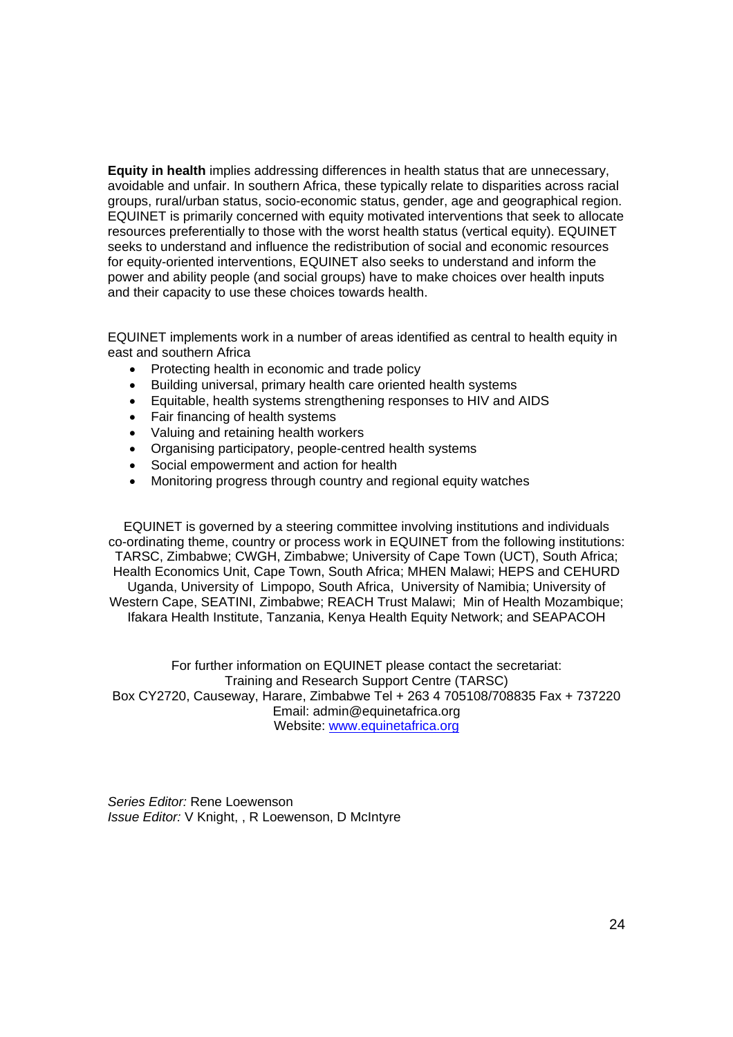**Equity in health** implies addressing differences in health status that are unnecessary, avoidable and unfair. In southern Africa, these typically relate to disparities across racial groups, rural/urban status, socio-economic status, gender, age and geographical region. EQUINET is primarily concerned with equity motivated interventions that seek to allocate resources preferentially to those with the worst health status (vertical equity). EQUINET seeks to understand and influence the redistribution of social and economic resources for equity-oriented interventions, EQUINET also seeks to understand and inform the power and ability people (and social groups) have to make choices over health inputs and their capacity to use these choices towards health.

EQUINET implements work in a number of areas identified as central to health equity in east and southern Africa

- Protecting health in economic and trade policy
- Building universal, primary health care oriented health systems
- Equitable, health systems strengthening responses to HIV and AIDS
- Fair financing of health systems
- Valuing and retaining health workers
- Organising participatory, people-centred health systems
- Social empowerment and action for health
- Monitoring progress through country and regional equity watches

EQUINET is governed by a steering committee involving institutions and individuals co-ordinating theme, country or process work in EQUINET from the following institutions: TARSC, Zimbabwe; CWGH, Zimbabwe; University of Cape Town (UCT), South Africa; Health Economics Unit, Cape Town, South Africa; MHEN Malawi; HEPS and CEHURD Uganda, University of Limpopo, South Africa, University of Namibia; University of Western Cape, SEATINI, Zimbabwe; REACH Trust Malawi; Min of Health Mozambique; Ifakara Health Institute, Tanzania, Kenya Health Equity Network; and SEAPACOH

For further information on EQUINET please contact the secretariat:
Training and Research Support Centre (TARSC)
Box CY2720, Causeway, Harare, Zimbabwe Tel + 263 4 705108/708835 Fax + 737220
Email: admin@equinetafrica.org
Website: www.equinetafrica.org

*Series Editor:* Rene Loewenson
*Issue Editor:* V Knight, , R Loewenson, D McIntyre